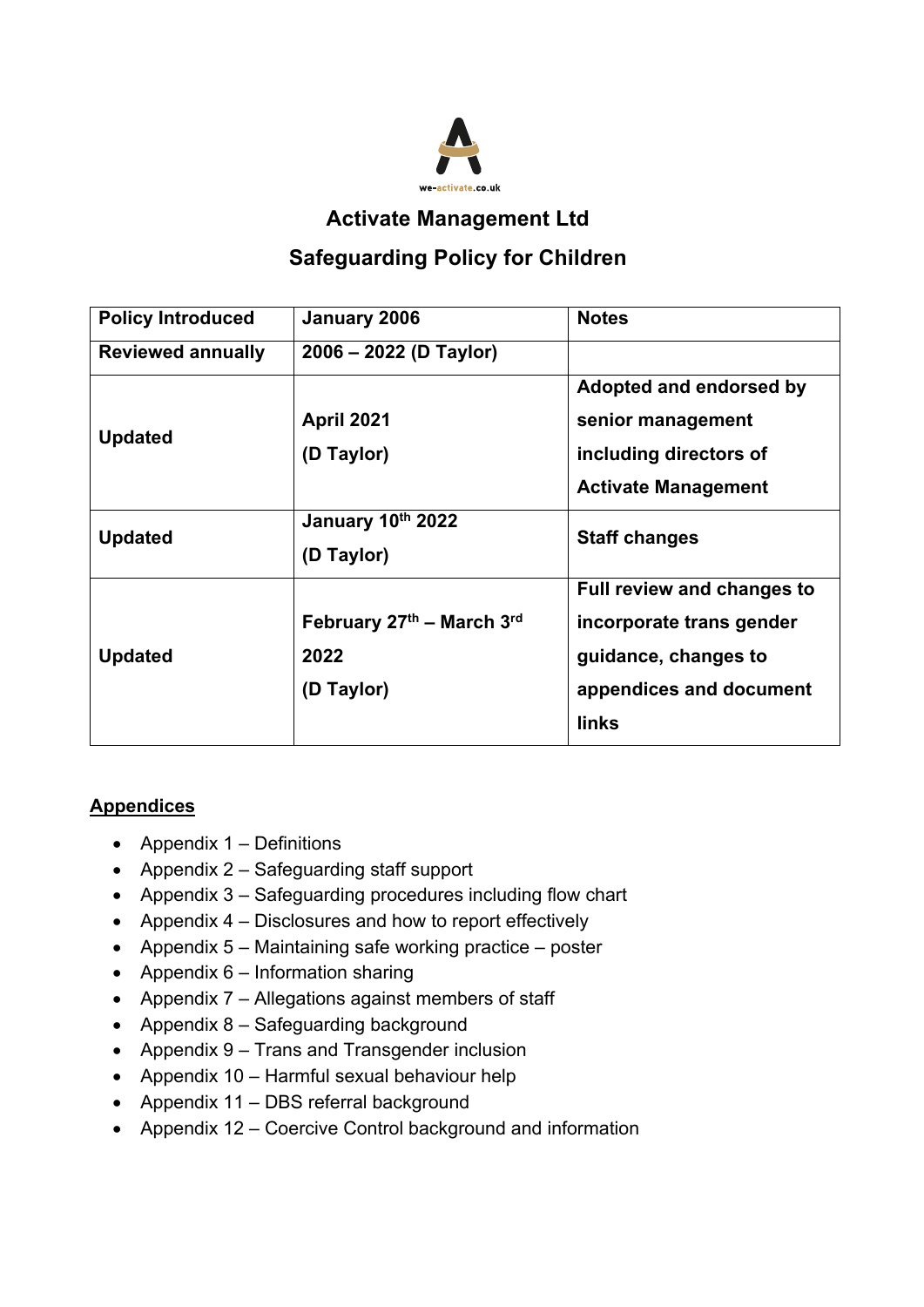we-activate.co.uk

# Activate Management Ltd

## Safeguarding Policy for Children

| Policy Introduced | January 2006 | Notes |
|---|---|---|
| Reviewed annually | 2006 – 2022 (D Taylor) | |
| Updated | April 2021 (D Taylor) | Adopted and endorsed by senior management including directors of Activate Management |
| Updated | January 10th 2022 (D Taylor) | Staff changes |
| Updated | February 27th – March 3rd 2022 (D Taylor) | Full review and changes to incorporate trans gender guidance, changes to appendices and document links |

**Appendices**

- Appendix 1 – Definitions
- Appendix 2 – Safeguarding staff support
- Appendix 3 – Safeguarding procedures including flow chart
- Appendix 4 – Disclosures and how to report effectively
- Appendix 5 – Maintaining safe working practice – poster
- Appendix 6 – Information sharing
- Appendix 7 – Allegations against members of staff
- Appendix 8 – Safeguarding background
- Appendix 9 – Trans and Transgender inclusion
- Appendix 10 – Harmful sexual behaviour help
- Appendix 11 – DBS referral background
- Appendix 12 – Coercive Control background and information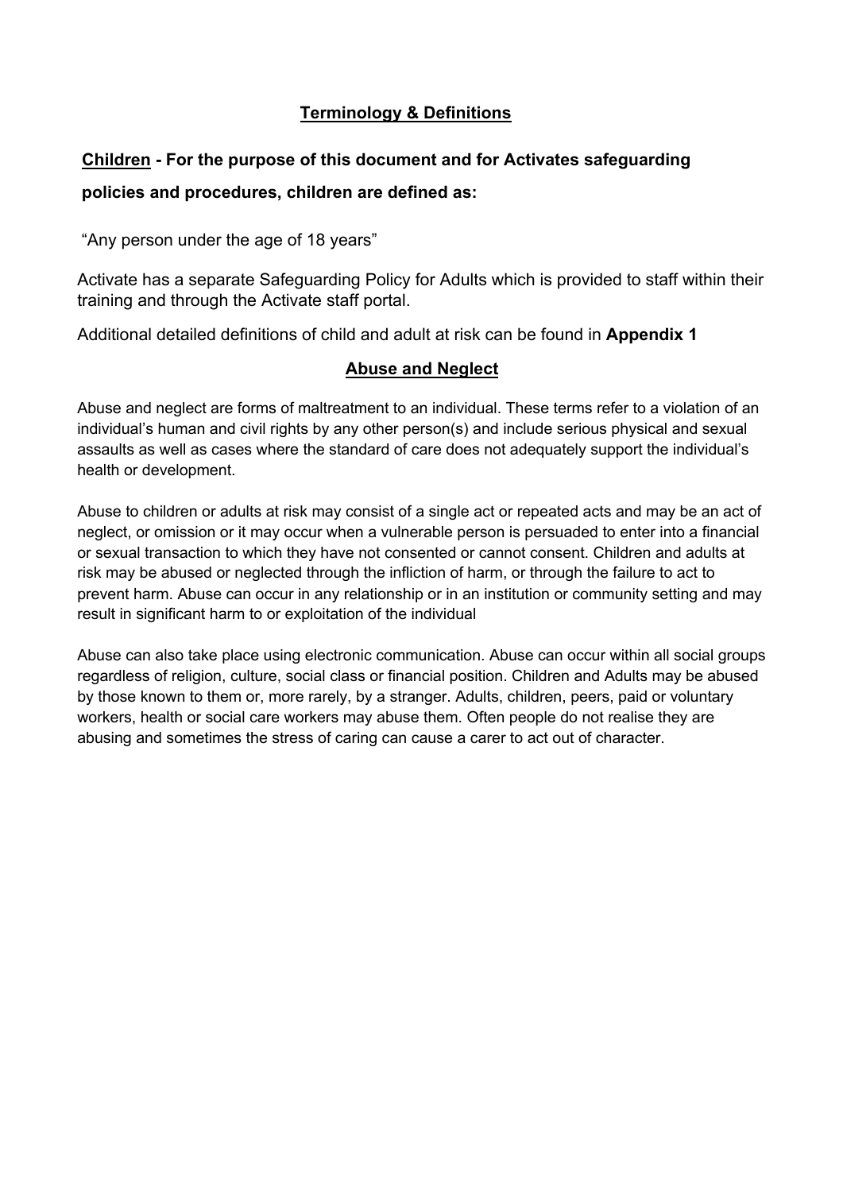## Terminology & Definitions

**Children - For the purpose of this document and for Activates safeguarding policies and procedures, children are defined as:**

"Any person under the age of 18 years"

Activate has a separate Safeguarding Policy for Adults which is provided to staff within their training and through the Activate staff portal.

Additional detailed definitions of child and adult at risk can be found in **Appendix 1**

## Abuse and Neglect

Abuse and neglect are forms of maltreatment to an individual. These terms refer to a violation of an individual's human and civil rights by any other person(s) and include serious physical and sexual assaults as well as cases where the standard of care does not adequately support the individual's health or development.

Abuse to children or adults at risk may consist of a single act or repeated acts and may be an act of neglect, or omission or it may occur when a vulnerable person is persuaded to enter into a financial or sexual transaction to which they have not consented or cannot consent. Children and adults at risk may be abused or neglected through the infliction of harm, or through the failure to act to prevent harm. Abuse can occur in any relationship or in an institution or community setting and may result in significant harm to or exploitation of the individual

Abuse can also take place using electronic communication. Abuse can occur within all social groups regardless of religion, culture, social class or financial position. Children and Adults may be abused by those known to them or, more rarely, by a stranger. Adults, children, peers, paid or voluntary workers, health or social care workers may abuse them. Often people do not realise they are abusing and sometimes the stress of caring can cause a carer to act out of character.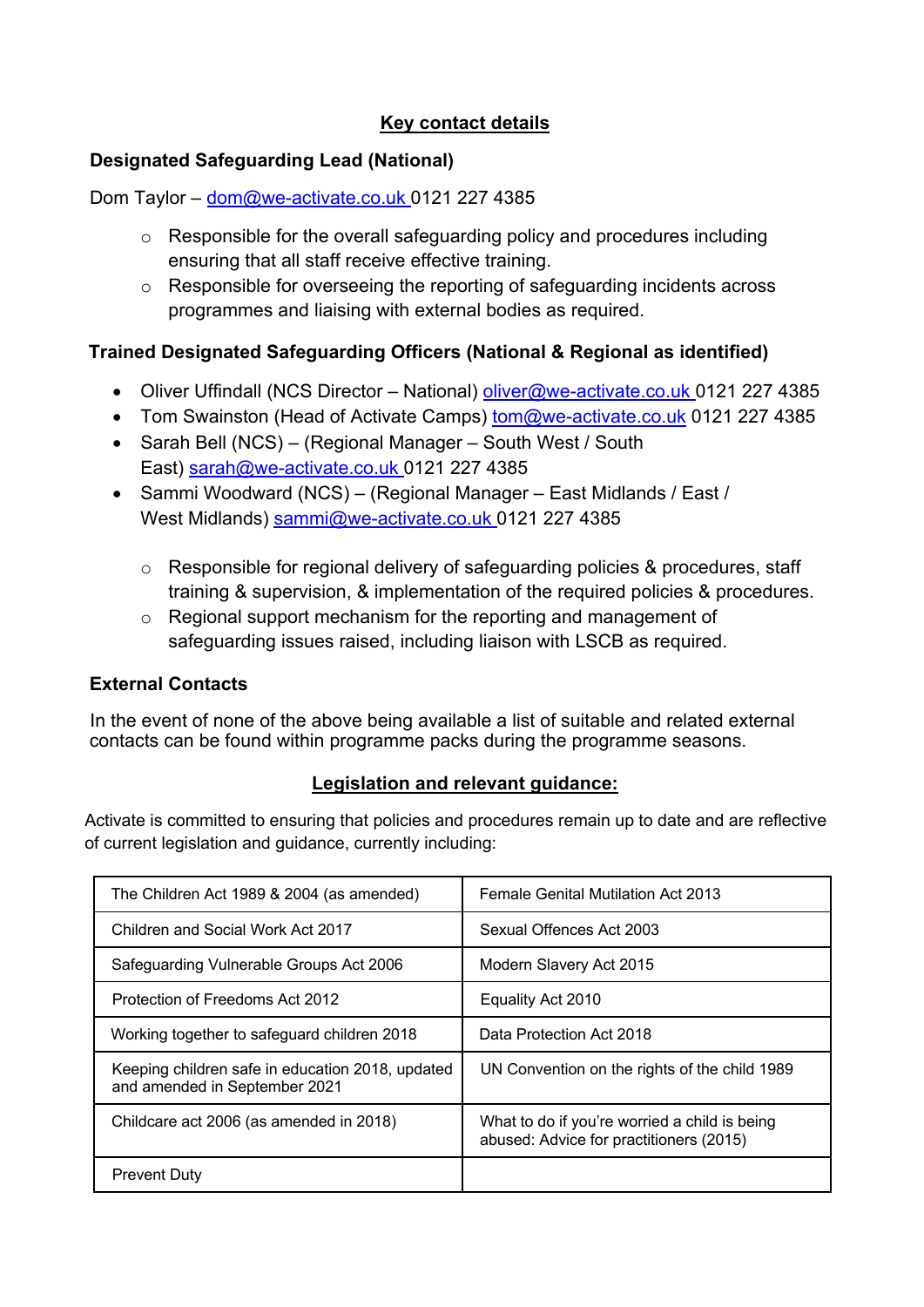## Key contact details

### Designated Safeguarding Lead (National)

Dom Taylor – dom@we-activate.co.uk 0121 227 4385

- Responsible for the overall safeguarding policy and procedures including ensuring that all staff receive effective training.
- Responsible for overseeing the reporting of safeguarding incidents across programmes and liaising with external bodies as required.

### Trained Designated Safeguarding Officers (National & Regional as identified)

- Oliver Uffindall (NCS Director – National) oliver@we-activate.co.uk 0121 227 4385
- Tom Swainston (Head of Activate Camps) tom@we-activate.co.uk 0121 227 4385
- Sarah Bell (NCS) – (Regional Manager – South West / South East) sarah@we-activate.co.uk 0121 227 4385
- Sammi Woodward (NCS) – (Regional Manager – East Midlands / East / West Midlands) sammi@we-activate.co.uk 0121 227 4385
  - Responsible for regional delivery of safeguarding policies & procedures, staff training & supervision, & implementation of the required policies & procedures.
  - Regional support mechanism for the reporting and management of safeguarding issues raised, including liaison with LSCB as required.

### External Contacts

In the event of none of the above being available a list of suitable and related external contacts can be found within programme packs during the programme seasons.

## Legislation and relevant guidance:

Activate is committed to ensuring that policies and procedures remain up to date and are reflective of current legislation and guidance, currently including:

| | |
|---|---|
| The Children Act 1989 & 2004 (as amended) | Female Genital Mutilation Act 2013 |
| Children and Social Work Act 2017 | Sexual Offences Act 2003 |
| Safeguarding Vulnerable Groups Act 2006 | Modern Slavery Act 2015 |
| Protection of Freedoms Act 2012 | Equality Act 2010 |
| Working together to safeguard children 2018 | Data Protection Act 2018 |
| Keeping children safe in education 2018, updated and amended in September 2021 | UN Convention on the rights of the child 1989 |
| Childcare act 2006 (as amended in 2018) | What to do if you're worried a child is being abused: Advice for practitioners (2015) |
| Prevent Duty | |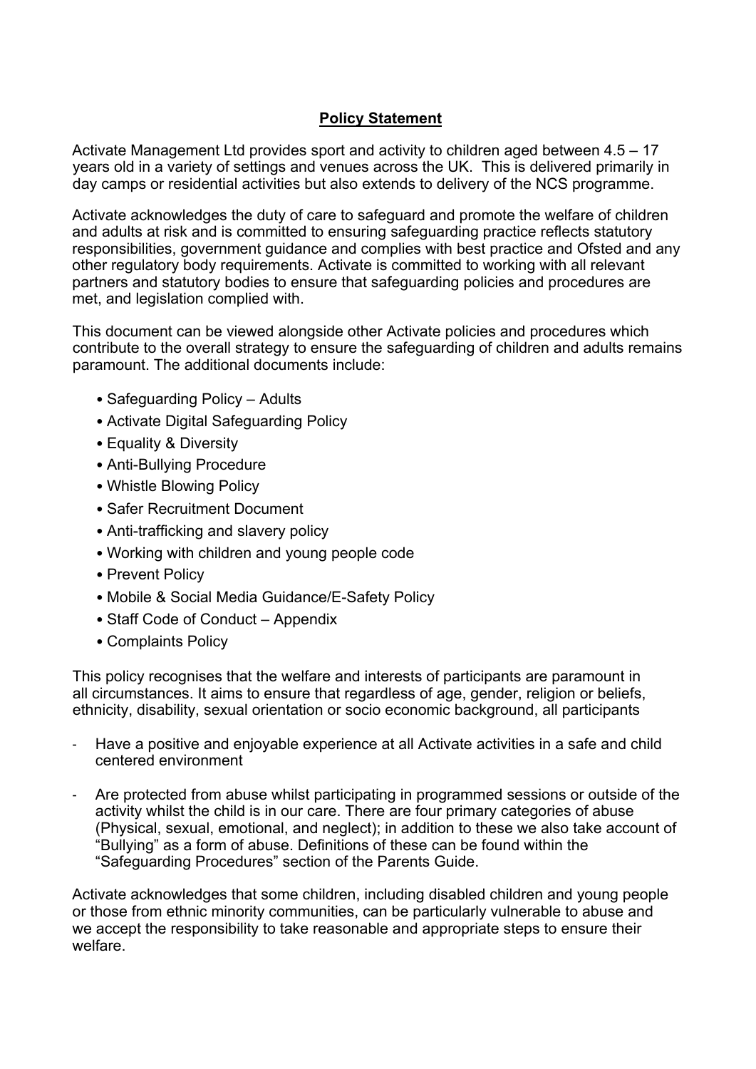## Policy Statement

Activate Management Ltd provides sport and activity to children aged between 4.5 – 17 years old in a variety of settings and venues across the UK. This is delivered primarily in day camps or residential activities but also extends to delivery of the NCS programme.

Activate acknowledges the duty of care to safeguard and promote the welfare of children and adults at risk and is committed to ensuring safeguarding practice reflects statutory responsibilities, government guidance and complies with best practice and Ofsted and any other regulatory body requirements. Activate is committed to working with all relevant partners and statutory bodies to ensure that safeguarding policies and procedures are met, and legislation complied with.

This document can be viewed alongside other Activate policies and procedures which contribute to the overall strategy to ensure the safeguarding of children and adults remains paramount. The additional documents include:

- Safeguarding Policy – Adults
- Activate Digital Safeguarding Policy
- Equality & Diversity
- Anti-Bullying Procedure
- Whistle Blowing Policy
- Safer Recruitment Document
- Anti-trafficking and slavery policy
- Working with children and young people code
- Prevent Policy
- Mobile & Social Media Guidance/E-Safety Policy
- Staff Code of Conduct – Appendix
- Complaints Policy

This policy recognises that the welfare and interests of participants are paramount in all circumstances. It aims to ensure that regardless of age, gender, religion or beliefs, ethnicity, disability, sexual orientation or socio economic background, all participants

- Have a positive and enjoyable experience at all Activate activities in a safe and child centered environment
- Are protected from abuse whilst participating in programmed sessions or outside of the activity whilst the child is in our care. There are four primary categories of abuse (Physical, sexual, emotional, and neglect); in addition to these we also take account of "Bullying" as a form of abuse. Definitions of these can be found within the "Safeguarding Procedures" section of the Parents Guide.

Activate acknowledges that some children, including disabled children and young people or those from ethnic minority communities, can be particularly vulnerable to abuse and we accept the responsibility to take reasonable and appropriate steps to ensure their welfare.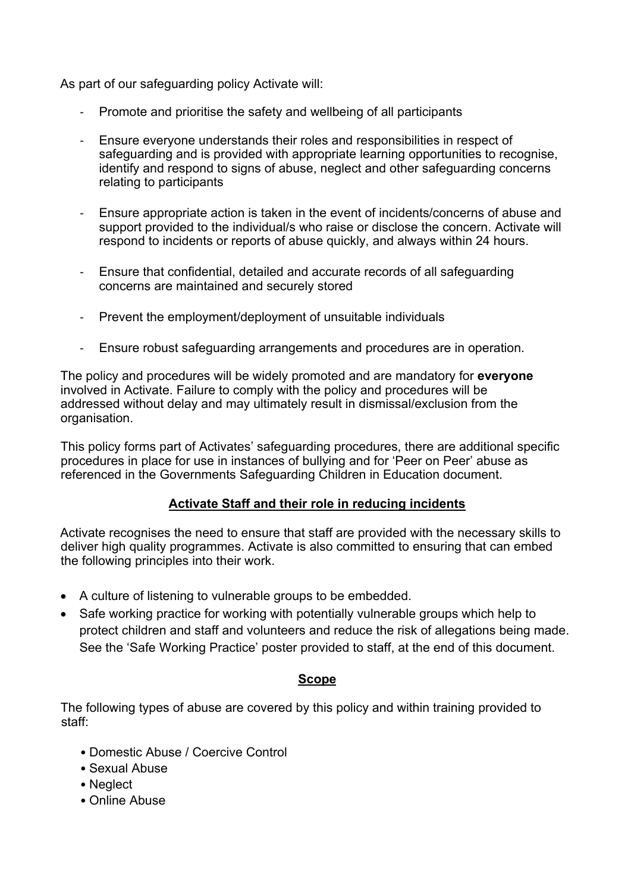As part of our safeguarding policy Activate will:

- Promote and prioritise the safety and wellbeing of all participants
- Ensure everyone understands their roles and responsibilities in respect of safeguarding and is provided with appropriate learning opportunities to recognise, identify and respond to signs of abuse, neglect and other safeguarding concerns relating to participants
- Ensure appropriate action is taken in the event of incidents/concerns of abuse and support provided to the individual/s who raise or disclose the concern. Activate will respond to incidents or reports of abuse quickly, and always within 24 hours.
- Ensure that confidential, detailed and accurate records of all safeguarding concerns are maintained and securely stored
- Prevent the employment/deployment of unsuitable individuals
- Ensure robust safeguarding arrangements and procedures are in operation.

The policy and procedures will be widely promoted and are mandatory for **everyone** involved in Activate. Failure to comply with the policy and procedures will be addressed without delay and may ultimately result in dismissal/exclusion from the organisation.

This policy forms part of Activates' safeguarding procedures, there are additional specific procedures in place for use in instances of bullying and for 'Peer on Peer' abuse as referenced in the Governments Safeguarding Children in Education document.

## Activate Staff and their role in reducing incidents

Activate recognises the need to ensure that staff are provided with the necessary skills to deliver high quality programmes. Activate is also committed to ensuring that can embed the following principles into their work.

- A culture of listening to vulnerable groups to be embedded.
- Safe working practice for working with potentially vulnerable groups which help to protect children and staff and volunteers and reduce the risk of allegations being made. See the 'Safe Working Practice' poster provided to staff, at the end of this document.

## Scope

The following types of abuse are covered by this policy and within training provided to staff:

- Domestic Abuse / Coercive Control
- Sexual Abuse
- Neglect
- Online Abuse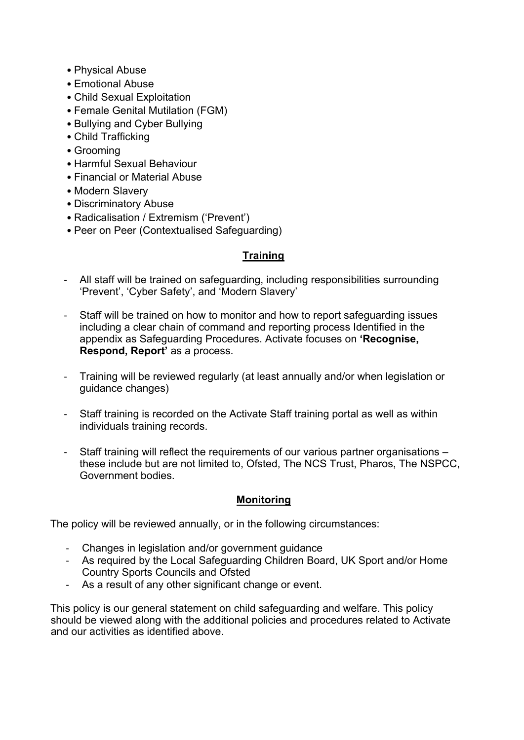- Physical Abuse
- Emotional Abuse
- Child Sexual Exploitation
- Female Genital Mutilation (FGM)
- Bullying and Cyber Bullying
- Child Trafficking
- Grooming
- Harmful Sexual Behaviour
- Financial or Material Abuse
- Modern Slavery
- Discriminatory Abuse
- Radicalisation / Extremism ('Prevent')
- Peer on Peer (Contextualised Safeguarding)

## Training

- All staff will be trained on safeguarding, including responsibilities surrounding 'Prevent', 'Cyber Safety', and 'Modern Slavery'
- Staff will be trained on how to monitor and how to report safeguarding issues including a clear chain of command and reporting process Identified in the appendix as Safeguarding Procedures. Activate focuses on **'Recognise, Respond, Report'** as a process.
- Training will be reviewed regularly (at least annually and/or when legislation or guidance changes)
- Staff training is recorded on the Activate Staff training portal as well as within individuals training records.
- Staff training will reflect the requirements of our various partner organisations – these include but are not limited to, Ofsted, The NCS Trust, Pharos, The NSPCC, Government bodies.

## Monitoring

The policy will be reviewed annually, or in the following circumstances:

- Changes in legislation and/or government guidance
- As required by the Local Safeguarding Children Board, UK Sport and/or Home Country Sports Councils and Ofsted
- As a result of any other significant change or event.

This policy is our general statement on child safeguarding and welfare. This policy should be viewed along with the additional policies and procedures related to Activate and our activities as identified above.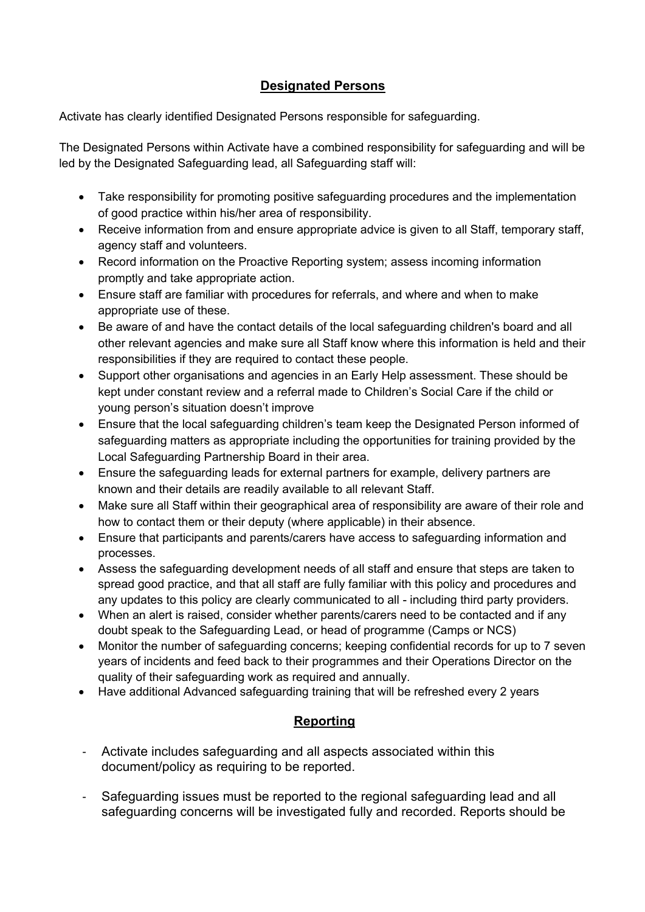## Designated Persons

Activate has clearly identified Designated Persons responsible for safeguarding.

The Designated Persons within Activate have a combined responsibility for safeguarding and will be led by the Designated Safeguarding lead, all Safeguarding staff will:

- Take responsibility for promoting positive safeguarding procedures and the implementation of good practice within his/her area of responsibility.
- Receive information from and ensure appropriate advice is given to all Staff, temporary staff, agency staff and volunteers.
- Record information on the Proactive Reporting system; assess incoming information promptly and take appropriate action.
- Ensure staff are familiar with procedures for referrals, and where and when to make appropriate use of these.
- Be aware of and have the contact details of the local safeguarding children's board and all other relevant agencies and make sure all Staff know where this information is held and their responsibilities if they are required to contact these people.
- Support other organisations and agencies in an Early Help assessment. These should be kept under constant review and a referral made to Children's Social Care if the child or young person's situation doesn't improve
- Ensure that the local safeguarding children's team keep the Designated Person informed of safeguarding matters as appropriate including the opportunities for training provided by the Local Safeguarding Partnership Board in their area.
- Ensure the safeguarding leads for external partners for example, delivery partners are known and their details are readily available to all relevant Staff.
- Make sure all Staff within their geographical area of responsibility are aware of their role and how to contact them or their deputy (where applicable) in their absence.
- Ensure that participants and parents/carers have access to safeguarding information and processes.
- Assess the safeguarding development needs of all staff and ensure that steps are taken to spread good practice, and that all staff are fully familiar with this policy and procedures and any updates to this policy are clearly communicated to all - including third party providers.
- When an alert is raised, consider whether parents/carers need to be contacted and if any doubt speak to the Safeguarding Lead, or head of programme (Camps or NCS)
- Monitor the number of safeguarding concerns; keeping confidential records for up to 7 seven years of incidents and feed back to their programmes and their Operations Director on the quality of their safeguarding work as required and annually.
- Have additional Advanced safeguarding training that will be refreshed every 2 years

## Reporting

- Activate includes safeguarding and all aspects associated within this document/policy as requiring to be reported.
- Safeguarding issues must be reported to the regional safeguarding lead and all safeguarding concerns will be investigated fully and recorded. Reports should be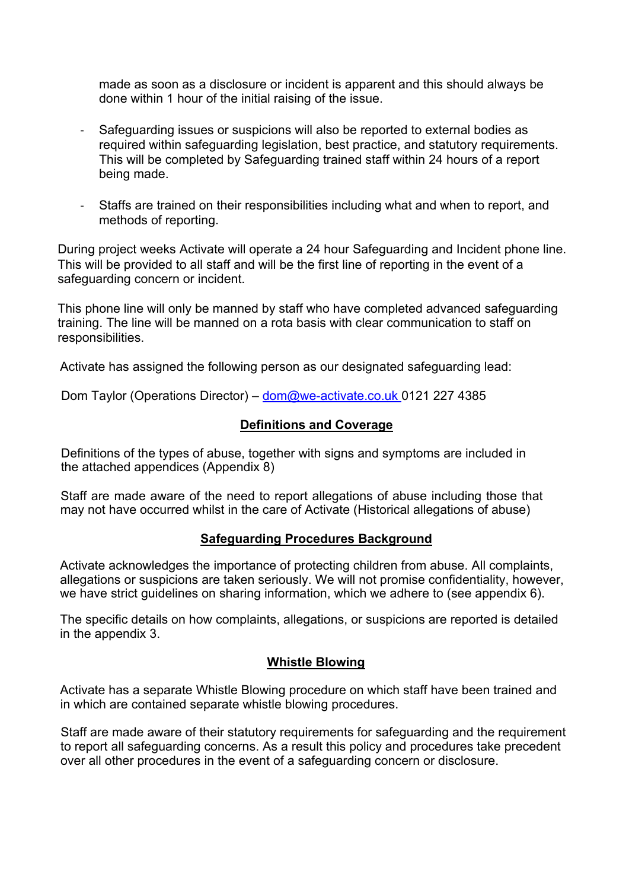made as soon as a disclosure or incident is apparent and this should always be done within 1 hour of the initial raising of the issue.

- Safeguarding issues or suspicions will also be reported to external bodies as required within safeguarding legislation, best practice, and statutory requirements. This will be completed by Safeguarding trained staff within 24 hours of a report being made.

- Staffs are trained on their responsibilities including what and when to report, and methods of reporting.

During project weeks Activate will operate a 24 hour Safeguarding and Incident phone line. This will be provided to all staff and will be the first line of reporting in the event of a safeguarding concern or incident.

This phone line will only be manned by staff who have completed advanced safeguarding training. The line will be manned on a rota basis with clear communication to staff on responsibilities.

Activate has assigned the following person as our designated safeguarding lead:

Dom Taylor (Operations Director) – [dom@we-activate.co.uk](mailto:dom@we-activate.co.uk) 0121 227 4385

## Definitions and Coverage

Definitions of the types of abuse, together with signs and symptoms are included in the attached appendices (Appendix 8)

Staff are made aware of the need to report allegations of abuse including those that may not have occurred whilst in the care of Activate (Historical allegations of abuse)

## Safeguarding Procedures Background

Activate acknowledges the importance of protecting children from abuse. All complaints, allegations or suspicions are taken seriously. We will not promise confidentiality, however, we have strict guidelines on sharing information, which we adhere to (see appendix 6).

The specific details on how complaints, allegations, or suspicions are reported is detailed in the appendix 3.

## Whistle Blowing

Activate has a separate Whistle Blowing procedure on which staff have been trained and in which are contained separate whistle blowing procedures.

Staff are made aware of their statutory requirements for safeguarding and the requirement to report all safeguarding concerns. As a result this policy and procedures take precedent over all other procedures in the event of a safeguarding concern or disclosure.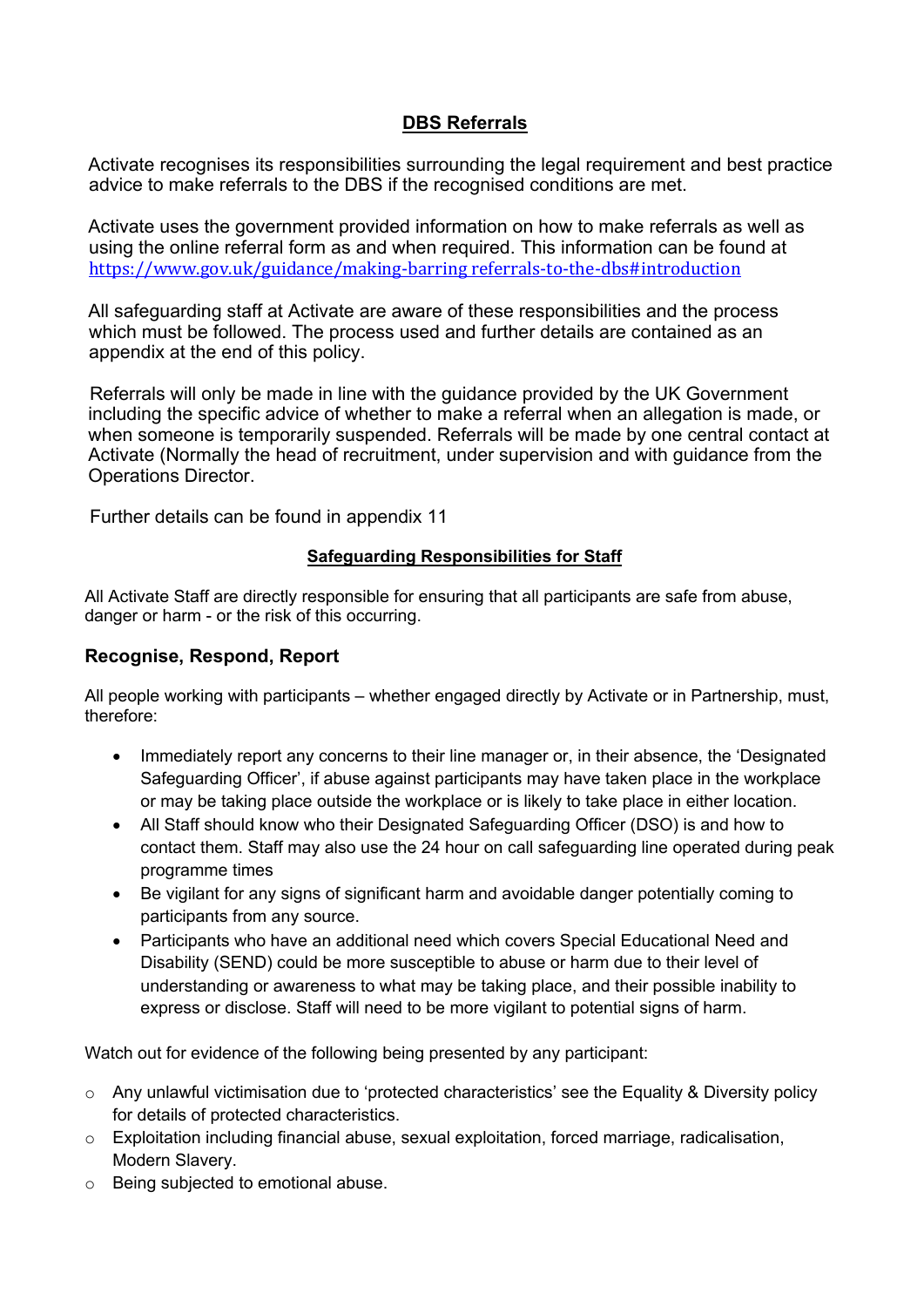## DBS Referrals

Activate recognises its responsibilities surrounding the legal requirement and best practice advice to make referrals to the DBS if the recognised conditions are met.

Activate uses the government provided information on how to make referrals as well as using the online referral form as and when required. This information can be found at https://www.gov.uk/guidance/making-barring referrals-to-the-dbs#introduction

All safeguarding staff at Activate are aware of these responsibilities and the process which must be followed. The process used and further details are contained as an appendix at the end of this policy.

Referrals will only be made in line with the guidance provided by the UK Government including the specific advice of whether to make a referral when an allegation is made, or when someone is temporarily suspended. Referrals will be made by one central contact at Activate (Normally the head of recruitment, under supervision and with guidance from the Operations Director.

Further details can be found in appendix 11

## Safeguarding Responsibilities for Staff

All Activate Staff are directly responsible for ensuring that all participants are safe from abuse, danger or harm - or the risk of this occurring.

### Recognise, Respond, Report

All people working with participants – whether engaged directly by Activate or in Partnership, must, therefore:

- Immediately report any concerns to their line manager or, in their absence, the 'Designated Safeguarding Officer', if abuse against participants may have taken place in the workplace or may be taking place outside the workplace or is likely to take place in either location.
- All Staff should know who their Designated Safeguarding Officer (DSO) is and how to contact them. Staff may also use the 24 hour on call safeguarding line operated during peak programme times
- Be vigilant for any signs of significant harm and avoidable danger potentially coming to participants from any source.
- Participants who have an additional need which covers Special Educational Need and Disability (SEND) could be more susceptible to abuse or harm due to their level of understanding or awareness to what may be taking place, and their possible inability to express or disclose. Staff will need to be more vigilant to potential signs of harm.

Watch out for evidence of the following being presented by any participant:

- Any unlawful victimisation due to 'protected characteristics' see the Equality & Diversity policy for details of protected characteristics.
- Exploitation including financial abuse, sexual exploitation, forced marriage, radicalisation, Modern Slavery.
- Being subjected to emotional abuse.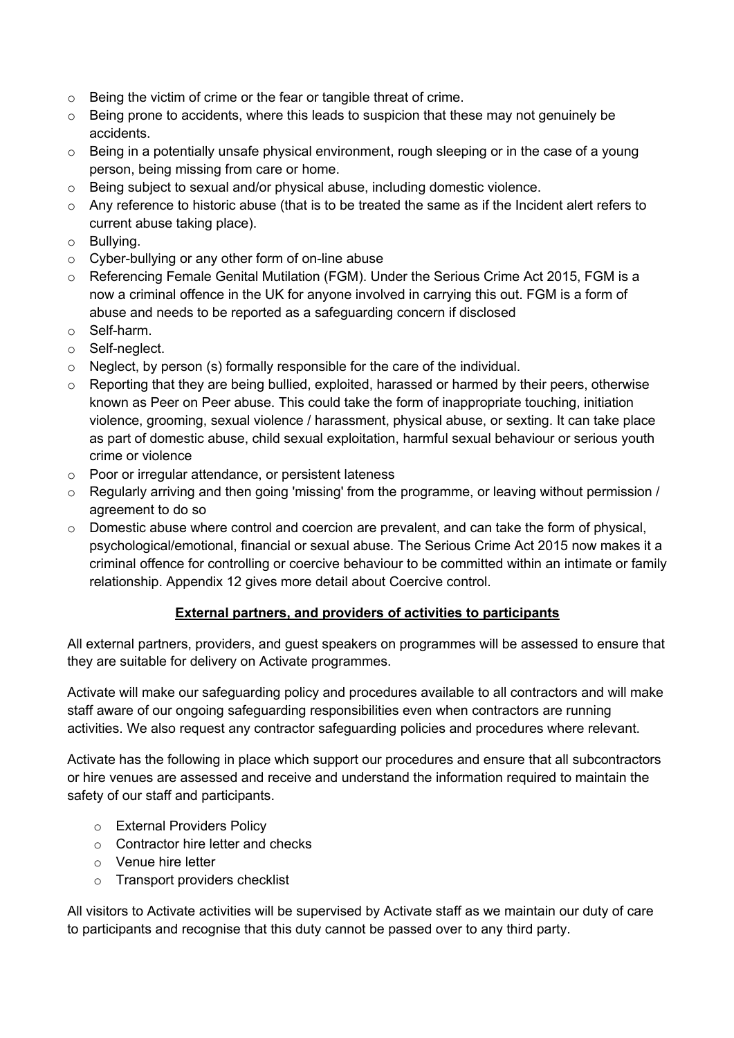- Being the victim of crime or the fear or tangible threat of crime.
- Being prone to accidents, where this leads to suspicion that these may not genuinely be accidents.
- Being in a potentially unsafe physical environment, rough sleeping or in the case of a young person, being missing from care or home.
- Being subject to sexual and/or physical abuse, including domestic violence.
- Any reference to historic abuse (that is to be treated the same as if the Incident alert refers to current abuse taking place).
- Bullying.
- Cyber-bullying or any other form of on-line abuse
- Referencing Female Genital Mutilation (FGM). Under the Serious Crime Act 2015, FGM is a now a criminal offence in the UK for anyone involved in carrying this out. FGM is a form of abuse and needs to be reported as a safeguarding concern if disclosed
- Self-harm.
- Self-neglect.
- Neglect, by person (s) formally responsible for the care of the individual.
- Reporting that they are being bullied, exploited, harassed or harmed by their peers, otherwise known as Peer on Peer abuse. This could take the form of inappropriate touching, initiation violence, grooming, sexual violence / harassment, physical abuse, or sexting. It can take place as part of domestic abuse, child sexual exploitation, harmful sexual behaviour or serious youth crime or violence
- Poor or irregular attendance, or persistent lateness
- Regularly arriving and then going 'missing' from the programme, or leaving without permission / agreement to do so
- Domestic abuse where control and coercion are prevalent, and can take the form of physical, psychological/emotional, financial or sexual abuse. The Serious Crime Act 2015 now makes it a criminal offence for controlling or coercive behaviour to be committed within an intimate or family relationship. Appendix 12 gives more detail about Coercive control.

## External partners, and providers of activities to participants

All external partners, providers, and guest speakers on programmes will be assessed to ensure that they are suitable for delivery on Activate programmes.

Activate will make our safeguarding policy and procedures available to all contractors and will make staff aware of our ongoing safeguarding responsibilities even when contractors are running activities. We also request any contractor safeguarding policies and procedures where relevant.

Activate has the following in place which support our procedures and ensure that all subcontractors or hire venues are assessed and receive and understand the information required to maintain the safety of our staff and participants.

- External Providers Policy
- Contractor hire letter and checks
- Venue hire letter
- Transport providers checklist

All visitors to Activate activities will be supervised by Activate staff as we maintain our duty of care to participants and recognise that this duty cannot be passed over to any third party.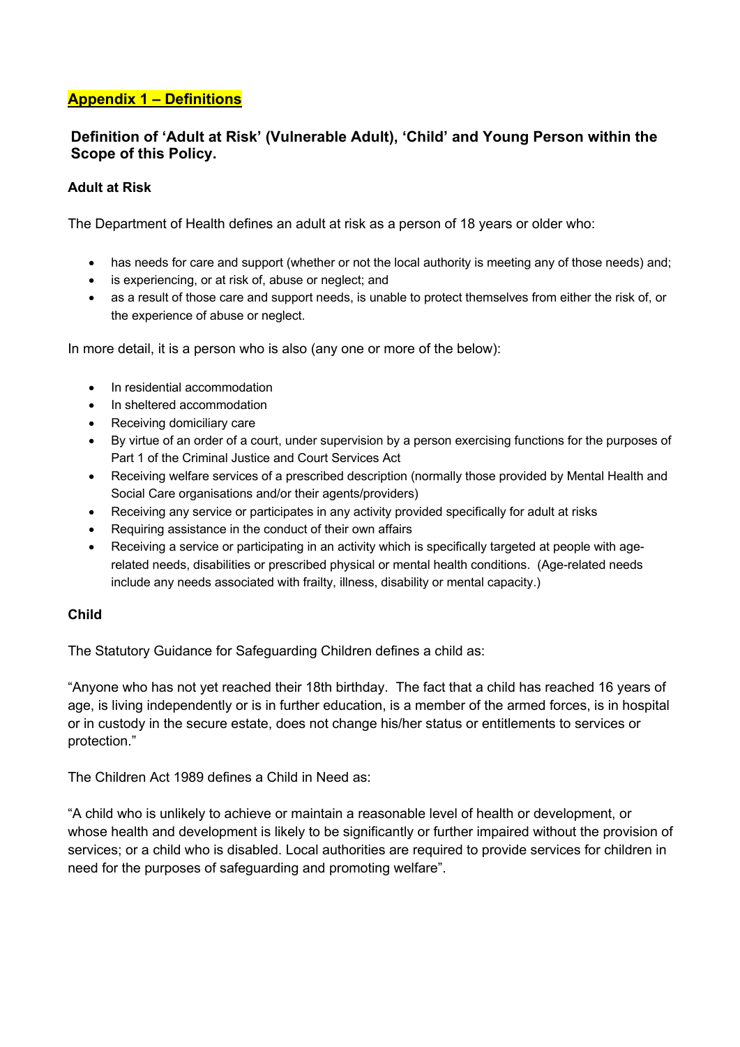## Appendix 1 – Definitions

### Definition of 'Adult at Risk' (Vulnerable Adult), 'Child' and Young Person within the Scope of this Policy.

**Adult at Risk**

The Department of Health defines an adult at risk as a person of 18 years or older who:

- has needs for care and support (whether or not the local authority is meeting any of those needs) and;
- is experiencing, or at risk of, abuse or neglect; and
- as a result of those care and support needs, is unable to protect themselves from either the risk of, or the experience of abuse or neglect.

In more detail, it is a person who is also (any one or more of the below):

- In residential accommodation
- In sheltered accommodation
- Receiving domiciliary care
- By virtue of an order of a court, under supervision by a person exercising functions for the purposes of Part 1 of the Criminal Justice and Court Services Act
- Receiving welfare services of a prescribed description (normally those provided by Mental Health and Social Care organisations and/or their agents/providers)
- Receiving any service or participates in any activity provided specifically for adult at risks
- Requiring assistance in the conduct of their own affairs
- Receiving a service or participating in an activity which is specifically targeted at people with age-related needs, disabilities or prescribed physical or mental health conditions. (Age-related needs include any needs associated with frailty, illness, disability or mental capacity.)

**Child**

The Statutory Guidance for Safeguarding Children defines a child as:

"Anyone who has not yet reached their 18th birthday. The fact that a child has reached 16 years of age, is living independently or is in further education, is a member of the armed forces, is in hospital or in custody in the secure estate, does not change his/her status or entitlements to services or protection."

The Children Act 1989 defines a Child in Need as:

"A child who is unlikely to achieve or maintain a reasonable level of health or development, or whose health and development is likely to be significantly or further impaired without the provision of services; or a child who is disabled. Local authorities are required to provide services for children in need for the purposes of safeguarding and promoting welfare".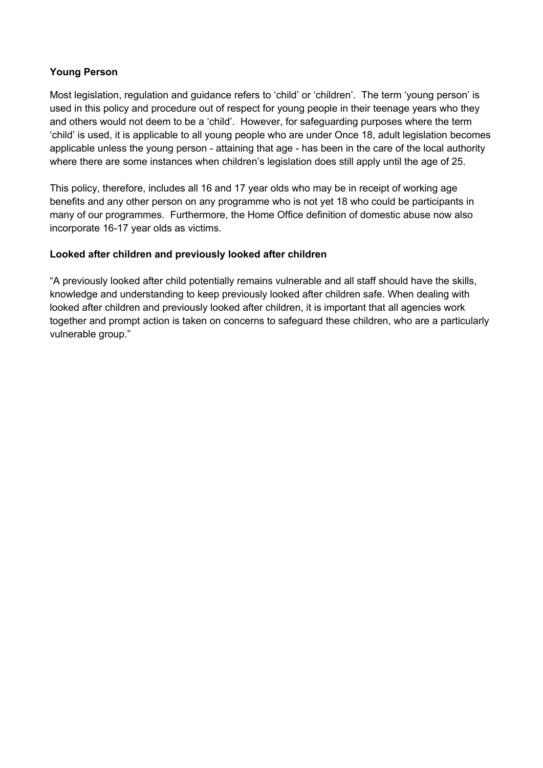**Young Person**

Most legislation, regulation and guidance refers to 'child' or 'children'. The term 'young person' is used in this policy and procedure out of respect for young people in their teenage years who they and others would not deem to be a 'child'. However, for safeguarding purposes where the term 'child' is used, it is applicable to all young people who are under Once 18, adult legislation becomes applicable unless the young person - attaining that age - has been in the care of the local authority where there are some instances when children's legislation does still apply until the age of 25.

This policy, therefore, includes all 16 and 17 year olds who may be in receipt of working age benefits and any other person on any programme who is not yet 18 who could be participants in many of our programmes. Furthermore, the Home Office definition of domestic abuse now also incorporate 16-17 year olds as victims.

**Looked after children and previously looked after children**

"A previously looked after child potentially remains vulnerable and all staff should have the skills, knowledge and understanding to keep previously looked after children safe. When dealing with looked after children and previously looked after children, it is important that all agencies work together and prompt action is taken on concerns to safeguard these children, who are a particularly vulnerable group."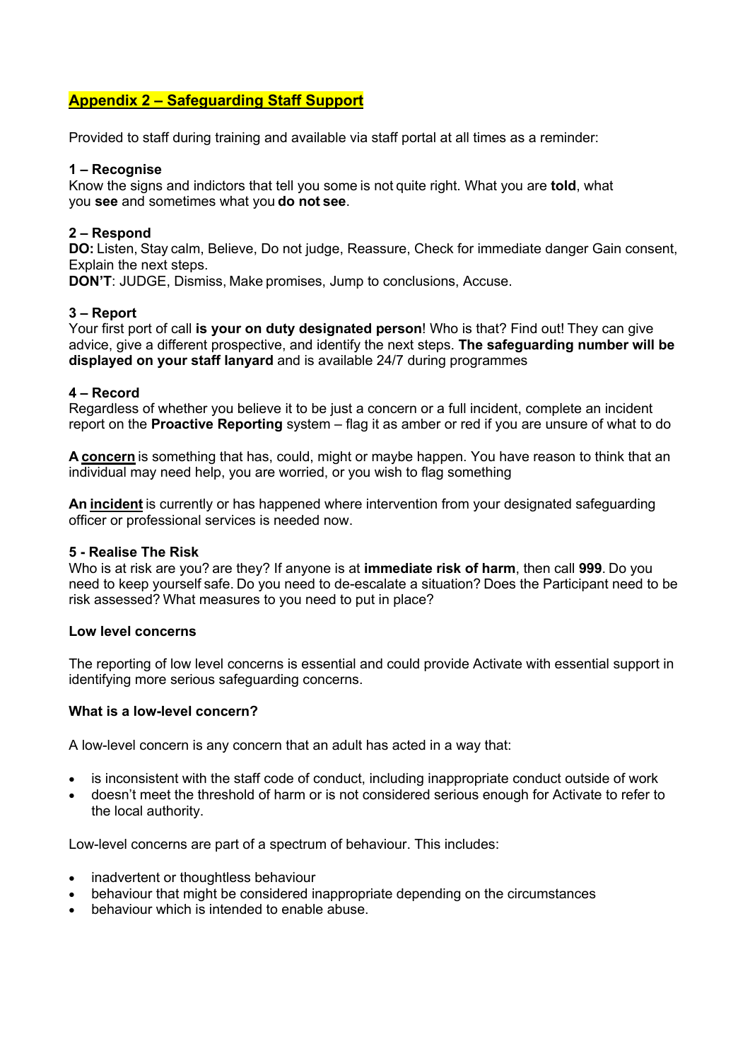## Appendix 2 – Safeguarding Staff Support

Provided to staff during training and available via staff portal at all times as a reminder:

**1 – Recognise**
Know the signs and indictors that tell you some is not quite right. What you are **told**, what you **see** and sometimes what you **do not see**.

**2 – Respond**
**DO:** Listen, Stay calm, Believe, Do not judge, Reassure, Check for immediate danger Gain consent, Explain the next steps.
**DON'T**: JUDGE, Dismiss, Make promises, Jump to conclusions, Accuse.

**3 – Report**
Your first port of call **is your on duty designated person**! Who is that? Find out! They can give advice, give a different prospective, and identify the next steps. **The safeguarding number will be displayed on your staff lanyard** and is available 24/7 during programmes

**4 – Record**
Regardless of whether you believe it to be just a concern or a full incident, complete an incident report on the **Proactive Reporting** system – flag it as amber or red if you are unsure of what to do

**A concern** is something that has, could, might or maybe happen. You have reason to think that an individual may need help, you are worried, or you wish to flag something

**An incident** is currently or has happened where intervention from your designated safeguarding officer or professional services is needed now.

**5 - Realise The Risk**
Who is at risk are you? are they? If anyone is at **immediate risk of harm**, then call **999**. Do you need to keep yourself safe. Do you need to de-escalate a situation? Does the Participant need to be risk assessed? What measures to you need to put in place?

**Low level concerns**

The reporting of low level concerns is essential and could provide Activate with essential support in identifying more serious safeguarding concerns.

**What is a low-level concern?**

A low-level concern is any concern that an adult has acted in a way that:

- is inconsistent with the staff code of conduct, including inappropriate conduct outside of work
- doesn't meet the threshold of harm or is not considered serious enough for Activate to refer to the local authority.

Low-level concerns are part of a spectrum of behaviour. This includes:

- inadvertent or thoughtless behaviour
- behaviour that might be considered inappropriate depending on the circumstances
- behaviour which is intended to enable abuse.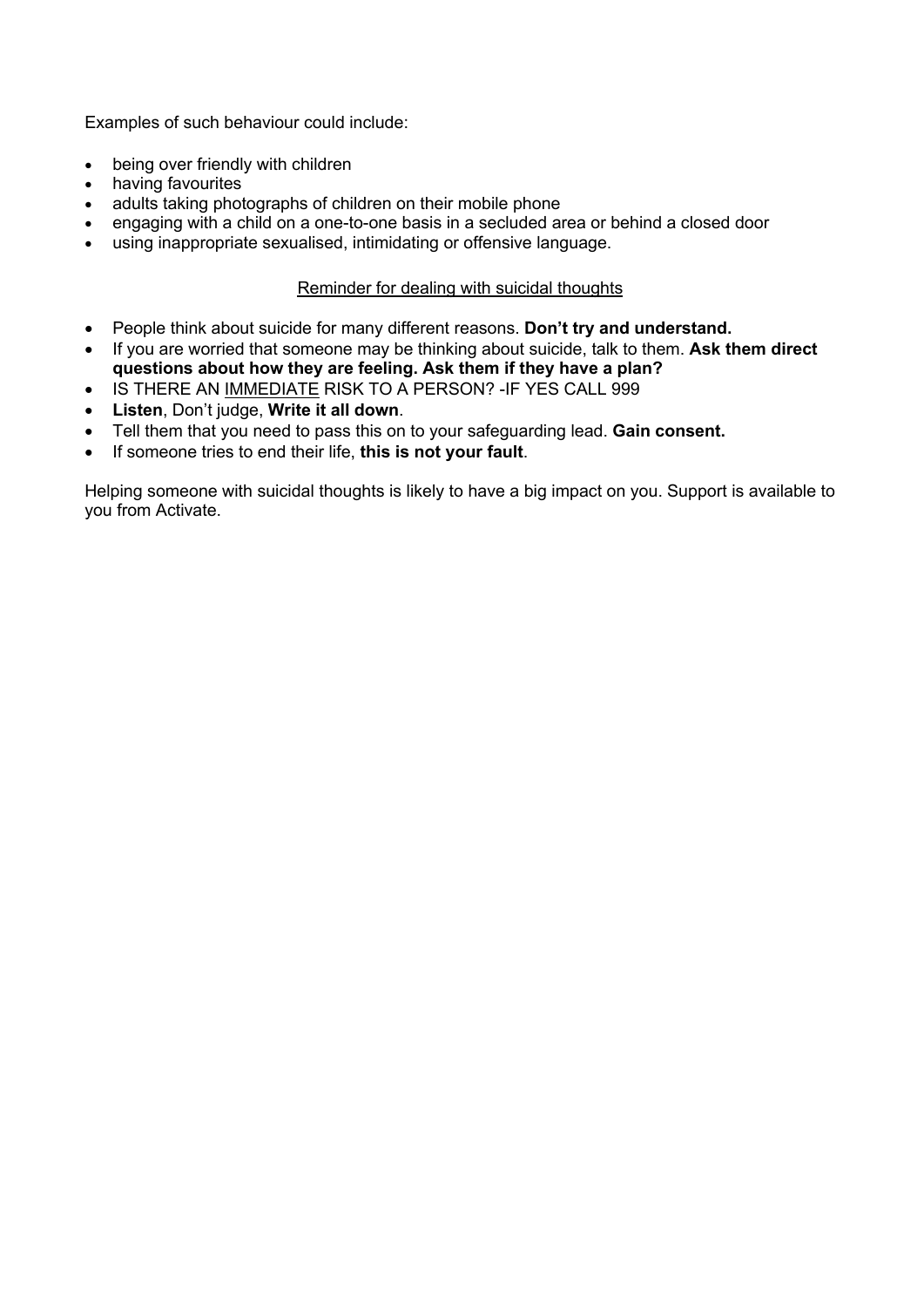Examples of such behaviour could include:

- being over friendly with children
- having favourites
- adults taking photographs of children on their mobile phone
- engaging with a child on a one-to-one basis in a secluded area or behind a closed door
- using inappropriate sexualised, intimidating or offensive language.

<u>Reminder for dealing with suicidal thoughts</u>

- People think about suicide for many different reasons. **Don't try and understand.**
- If you are worried that someone may be thinking about suicide, talk to them. **Ask them direct questions about how they are feeling. Ask them if they have a plan?**
- IS THERE AN <u>IMMEDIATE</u> RISK TO A PERSON? -IF YES CALL 999
- **Listen**, Don't judge, **Write it all down**.
- Tell them that you need to pass this on to your safeguarding lead. **Gain consent.**
- If someone tries to end their life, **this is not your fault**.

Helping someone with suicidal thoughts is likely to have a big impact on you. Support is available to you from Activate.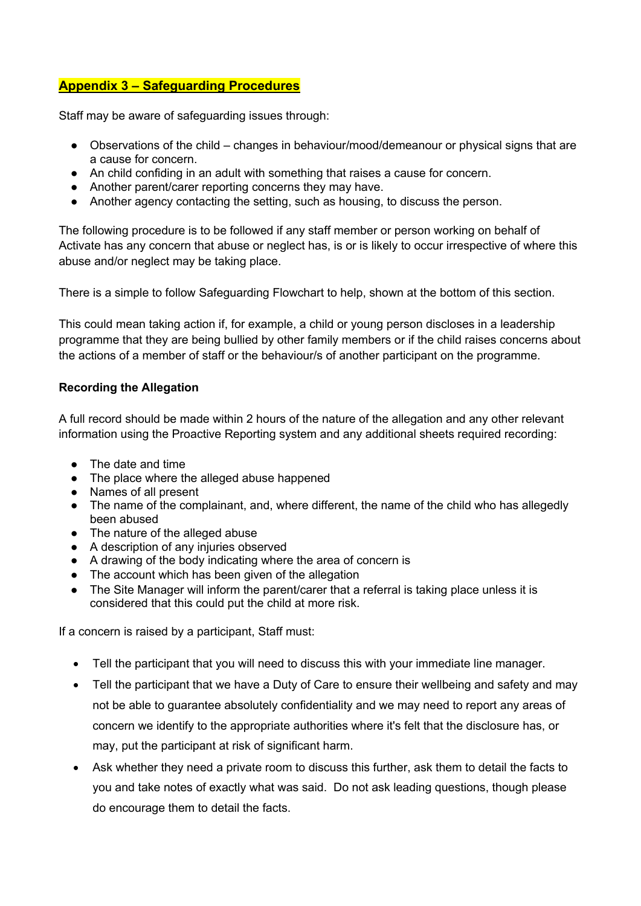## Appendix 3 – Safeguarding Procedures

Staff may be aware of safeguarding issues through:

- Observations of the child – changes in behaviour/mood/demeanour or physical signs that are a cause for concern.
- An child confiding in an adult with something that raises a cause for concern.
- Another parent/carer reporting concerns they may have.
- Another agency contacting the setting, such as housing, to discuss the person.

The following procedure is to be followed if any staff member or person working on behalf of Activate has any concern that abuse or neglect has, is or is likely to occur irrespective of where this abuse and/or neglect may be taking place.

There is a simple to follow Safeguarding Flowchart to help, shown at the bottom of this section.

This could mean taking action if, for example, a child or young person discloses in a leadership programme that they are being bullied by other family members or if the child raises concerns about the actions of a member of staff or the behaviour/s of another participant on the programme.

**Recording the Allegation**

A full record should be made within 2 hours of the nature of the allegation and any other relevant information using the Proactive Reporting system and any additional sheets required recording:

- The date and time
- The place where the alleged abuse happened
- Names of all present
- The name of the complainant, and, where different, the name of the child who has allegedly been abused
- The nature of the alleged abuse
- A description of any injuries observed
- A drawing of the body indicating where the area of concern is
- The account which has been given of the allegation
- The Site Manager will inform the parent/carer that a referral is taking place unless it is considered that this could put the child at more risk.

If a concern is raised by a participant, Staff must:

- Tell the participant that you will need to discuss this with your immediate line manager.
- Tell the participant that we have a Duty of Care to ensure their wellbeing and safety and may not be able to guarantee absolutely confidentiality and we may need to report any areas of concern we identify to the appropriate authorities where it's felt that the disclosure has, or may, put the participant at risk of significant harm.
- Ask whether they need a private room to discuss this further, ask them to detail the facts to you and take notes of exactly what was said. Do not ask leading questions, though please do encourage them to detail the facts.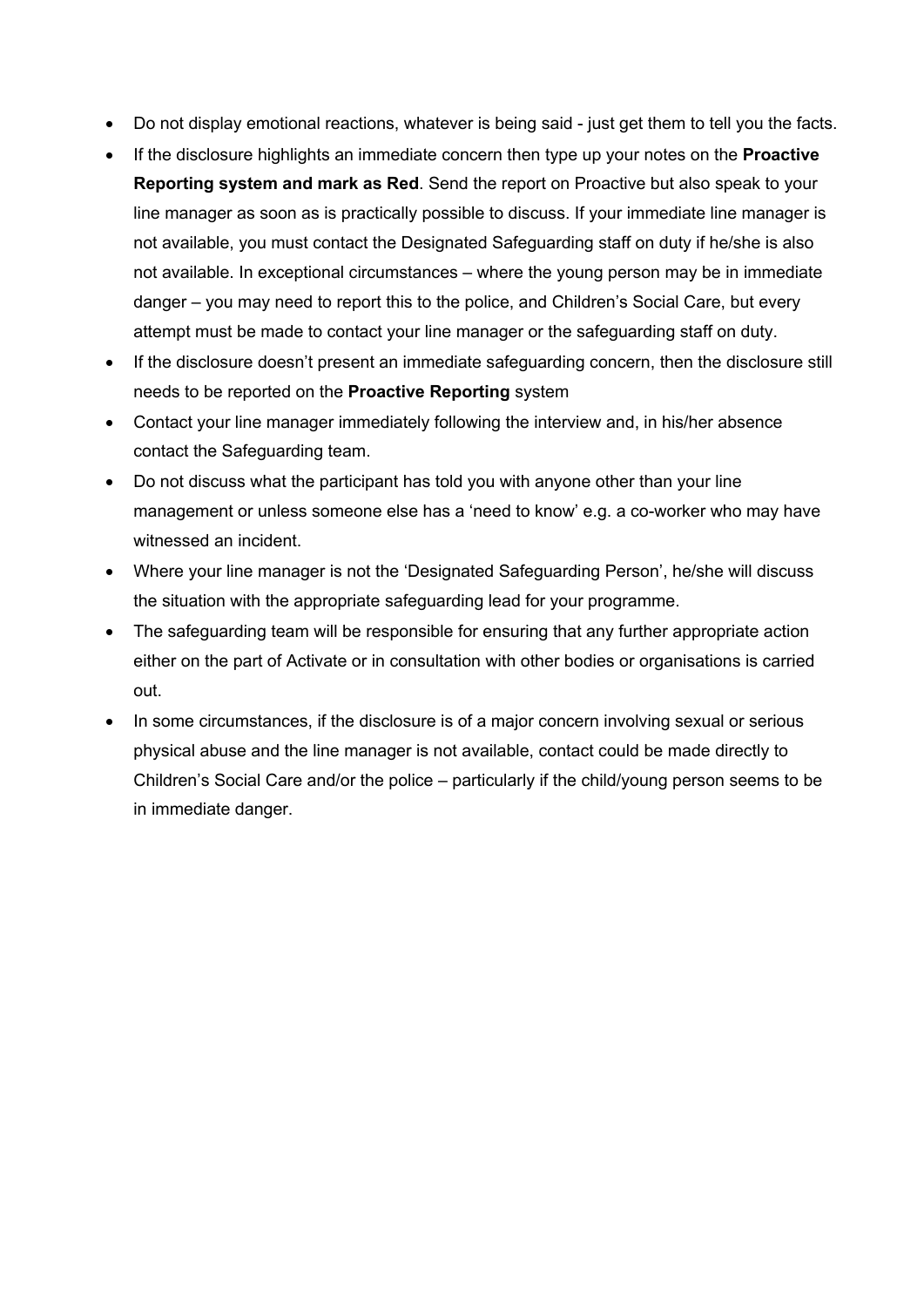- Do not display emotional reactions, whatever is being said - just get them to tell you the facts.
- If the disclosure highlights an immediate concern then type up your notes on the **Proactive Reporting system and mark as Red**. Send the report on Proactive but also speak to your line manager as soon as is practically possible to discuss. If your immediate line manager is not available, you must contact the Designated Safeguarding staff on duty if he/she is also not available. In exceptional circumstances – where the young person may be in immediate danger – you may need to report this to the police, and Children's Social Care, but every attempt must be made to contact your line manager or the safeguarding staff on duty.
- If the disclosure doesn't present an immediate safeguarding concern, then the disclosure still needs to be reported on the **Proactive Reporting** system
- Contact your line manager immediately following the interview and, in his/her absence contact the Safeguarding team.
- Do not discuss what the participant has told you with anyone other than your line management or unless someone else has a 'need to know' e.g. a co-worker who may have witnessed an incident.
- Where your line manager is not the 'Designated Safeguarding Person', he/she will discuss the situation with the appropriate safeguarding lead for your programme.
- The safeguarding team will be responsible for ensuring that any further appropriate action either on the part of Activate or in consultation with other bodies or organisations is carried out.
- In some circumstances, if the disclosure is of a major concern involving sexual or serious physical abuse and the line manager is not available, contact could be made directly to Children's Social Care and/or the police – particularly if the child/young person seems to be in immediate danger.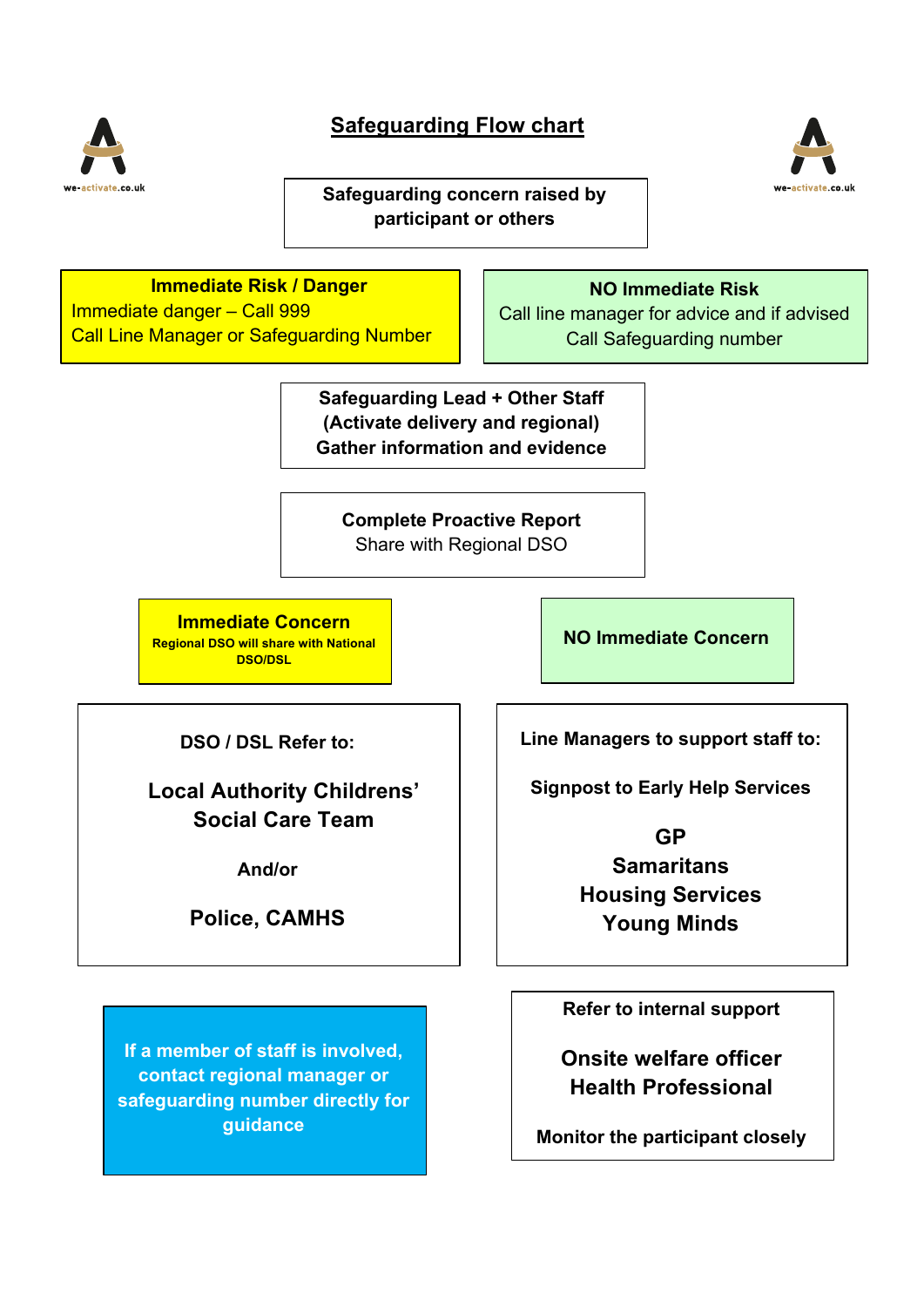# Safeguarding Flow chart

**Safeguarding concern raised by participant or others**

**Immediate Risk / Danger**
Immediate danger – Call 999
Call Line Manager or Safeguarding Number

**NO Immediate Risk**
Call line manager for advice and if advised Call Safeguarding number

**Safeguarding Lead + Other Staff (Activate delivery and regional) Gather information and evidence**

**Complete Proactive Report**
Share with Regional DSO

**Immediate Concern**
**Regional DSO will share with National DSO/DSL**

**NO Immediate Concern**

**DSO / DSL Refer to:**

**Local Authority Childrens' Social Care Team**

**And/or**

**Police, CAMHS**

**Line Managers to support staff to:**

**Signpost to Early Help Services**

**GP**
**Samaritans**
**Housing Services**
**Young Minds**

**If a member of staff is involved, contact regional manager or safeguarding number directly for guidance**

**Refer to internal support**

**Onsite welfare officer**
**Health Professional**

**Monitor the participant closely**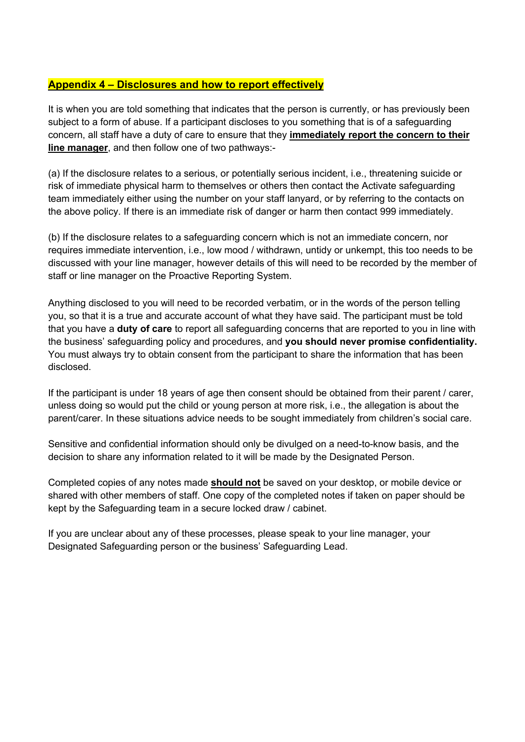## Appendix 4 – Disclosures and how to report effectively

It is when you are told something that indicates that the person is currently, or has previously been subject to a form of abuse. If a participant discloses to you something that is of a safeguarding concern, all staff have a duty of care to ensure that they **immediately report the concern to their line manager**, and then follow one of two pathways:-

(a) If the disclosure relates to a serious, or potentially serious incident, i.e., threatening suicide or risk of immediate physical harm to themselves or others then contact the Activate safeguarding team immediately either using the number on your staff lanyard, or by referring to the contacts on the above policy. If there is an immediate risk of danger or harm then contact 999 immediately.

(b) If the disclosure relates to a safeguarding concern which is not an immediate concern, nor requires immediate intervention, i.e., low mood / withdrawn, untidy or unkempt, this too needs to be discussed with your line manager, however details of this will need to be recorded by the member of staff or line manager on the Proactive Reporting System.

Anything disclosed to you will need to be recorded verbatim, or in the words of the person telling you, so that it is a true and accurate account of what they have said. The participant must be told that you have a **duty of care** to report all safeguarding concerns that are reported to you in line with the business' safeguarding policy and procedures, and **you should never promise confidentiality.** You must always try to obtain consent from the participant to share the information that has been disclosed.

If the participant is under 18 years of age then consent should be obtained from their parent / carer, unless doing so would put the child or young person at more risk, i.e., the allegation is about the parent/carer. In these situations advice needs to be sought immediately from children's social care.

Sensitive and confidential information should only be divulged on a need-to-know basis, and the decision to share any information related to it will be made by the Designated Person.

Completed copies of any notes made **should not** be saved on your desktop, or mobile device or shared with other members of staff. One copy of the completed notes if taken on paper should be kept by the Safeguarding team in a secure locked draw / cabinet.

If you are unclear about any of these processes, please speak to your line manager, your Designated Safeguarding person or the business' Safeguarding Lead.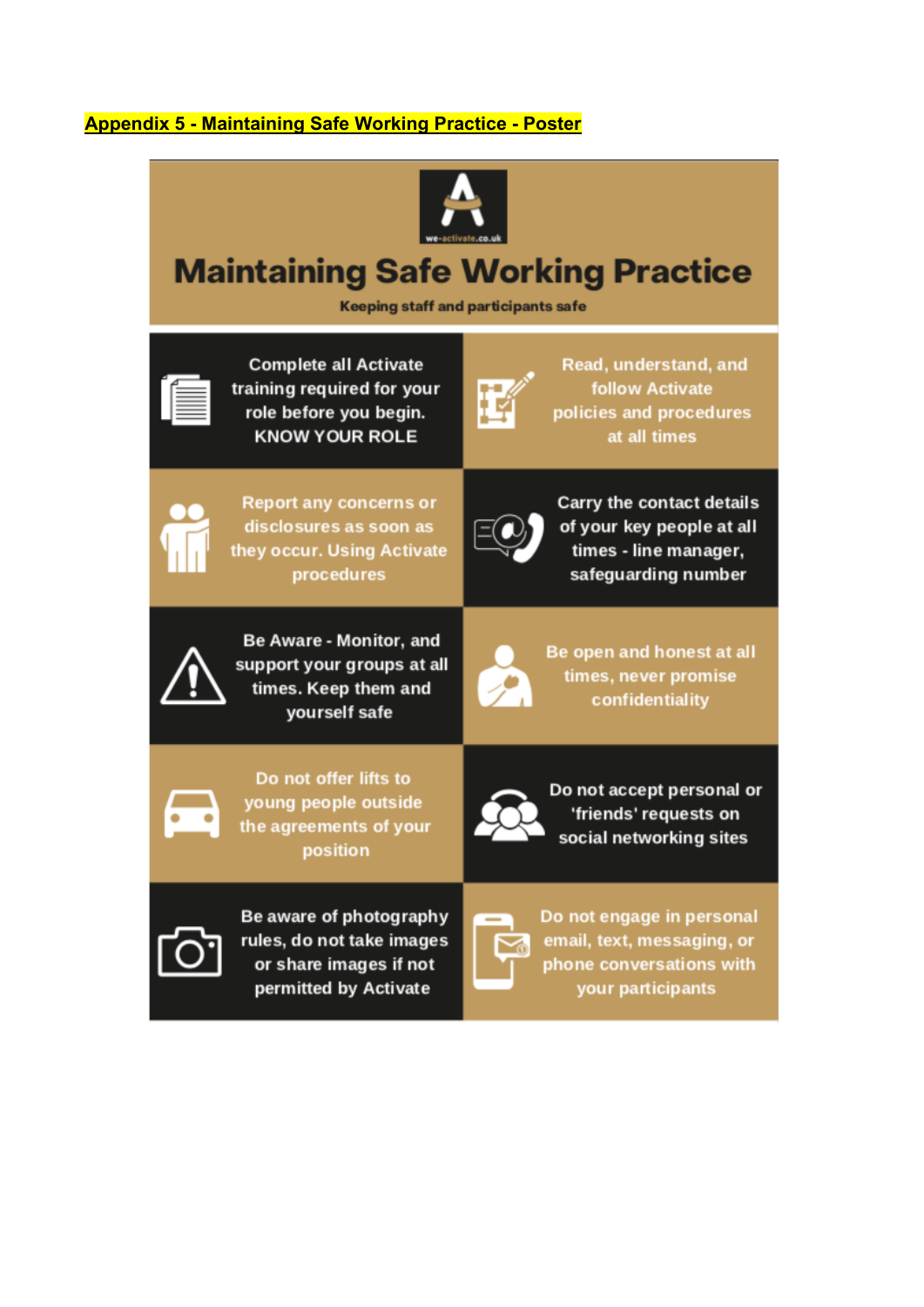**Appendix 5 - Maintaining Safe Working Practice - Poster**

# Maintaining Safe Working Practice

Keeping staff and participants safe

- Complete all Activate training required for your role before you begin. KNOW YOUR ROLE
- Read, understand, and follow Activate policies and procedures at all times
- Report any concerns or disclosures as soon as they occur. Using Activate procedures
- Carry the contact details of your key people at all times - line manager, safeguarding number
- Be Aware - Monitor, and support your groups at all times. Keep them and yourself safe
- Be open and honest at all times, never promise confidentiality
- Do not offer lifts to young people outside the agreements of your position
- Do not accept personal or 'friends' requests on social networking sites
- Be aware of photography rules, do not take images or share images if not permitted by Activate
- Do not engage in personal email, text, messaging, or phone conversations with your participants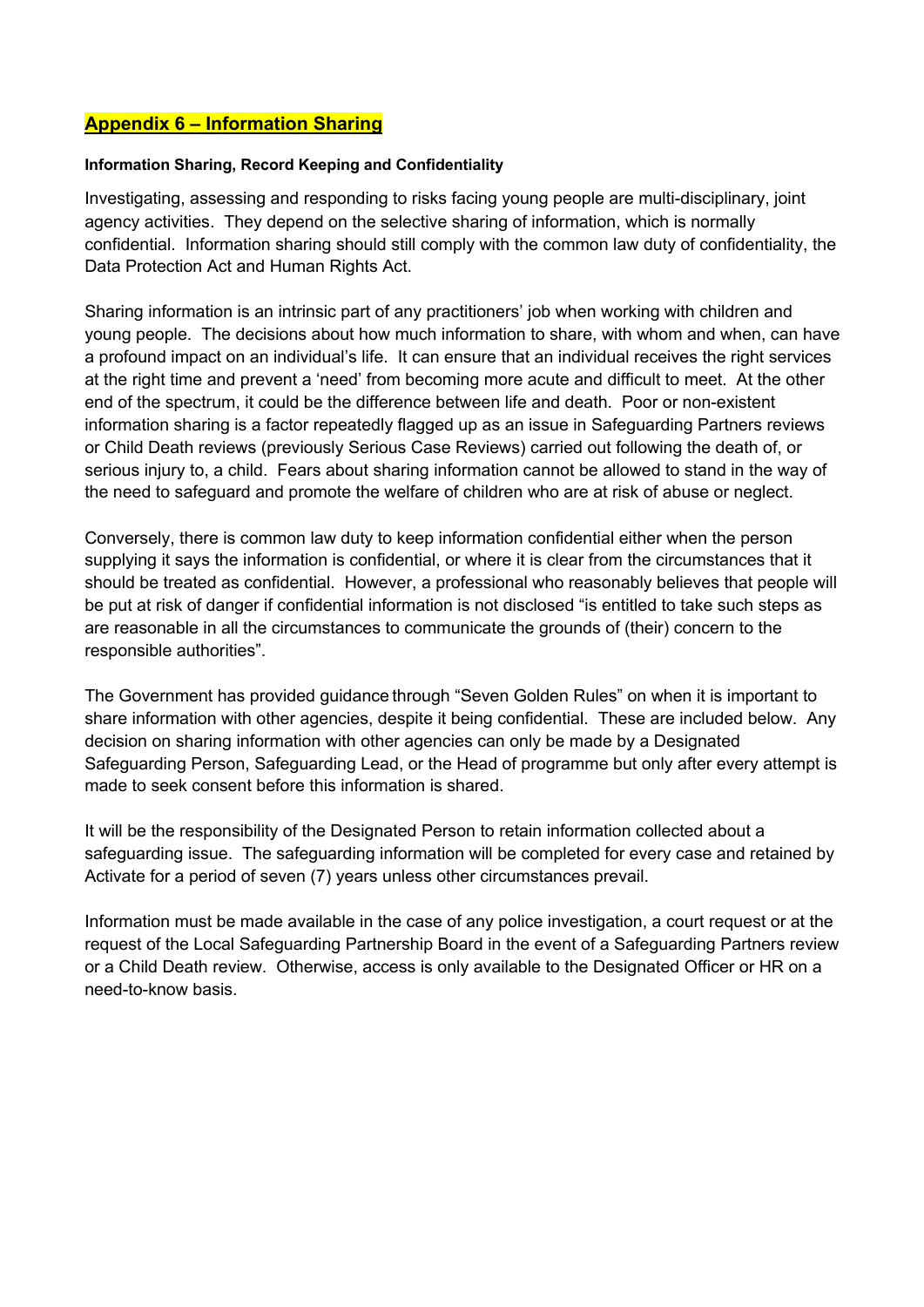## Appendix 6 – Information Sharing

**Information Sharing, Record Keeping and Confidentiality**

Investigating, assessing and responding to risks facing young people are multi-disciplinary, joint agency activities. They depend on the selective sharing of information, which is normally confidential. Information sharing should still comply with the common law duty of confidentiality, the Data Protection Act and Human Rights Act.

Sharing information is an intrinsic part of any practitioners' job when working with children and young people. The decisions about how much information to share, with whom and when, can have a profound impact on an individual's life. It can ensure that an individual receives the right services at the right time and prevent a 'need' from becoming more acute and difficult to meet. At the other end of the spectrum, it could be the difference between life and death. Poor or non-existent information sharing is a factor repeatedly flagged up as an issue in Safeguarding Partners reviews or Child Death reviews (previously Serious Case Reviews) carried out following the death of, or serious injury to, a child. Fears about sharing information cannot be allowed to stand in the way of the need to safeguard and promote the welfare of children who are at risk of abuse or neglect.

Conversely, there is common law duty to keep information confidential either when the person supplying it says the information is confidential, or where it is clear from the circumstances that it should be treated as confidential. However, a professional who reasonably believes that people will be put at risk of danger if confidential information is not disclosed "is entitled to take such steps as are reasonable in all the circumstances to communicate the grounds of (their) concern to the responsible authorities".

The Government has provided guidance through "Seven Golden Rules" on when it is important to share information with other agencies, despite it being confidential. These are included below. Any decision on sharing information with other agencies can only be made by a Designated Safeguarding Person, Safeguarding Lead, or the Head of programme but only after every attempt is made to seek consent before this information is shared.

It will be the responsibility of the Designated Person to retain information collected about a safeguarding issue. The safeguarding information will be completed for every case and retained by Activate for a period of seven (7) years unless other circumstances prevail.

Information must be made available in the case of any police investigation, a court request or at the request of the Local Safeguarding Partnership Board in the event of a Safeguarding Partners review or a Child Death review. Otherwise, access is only available to the Designated Officer or HR on a need-to-know basis.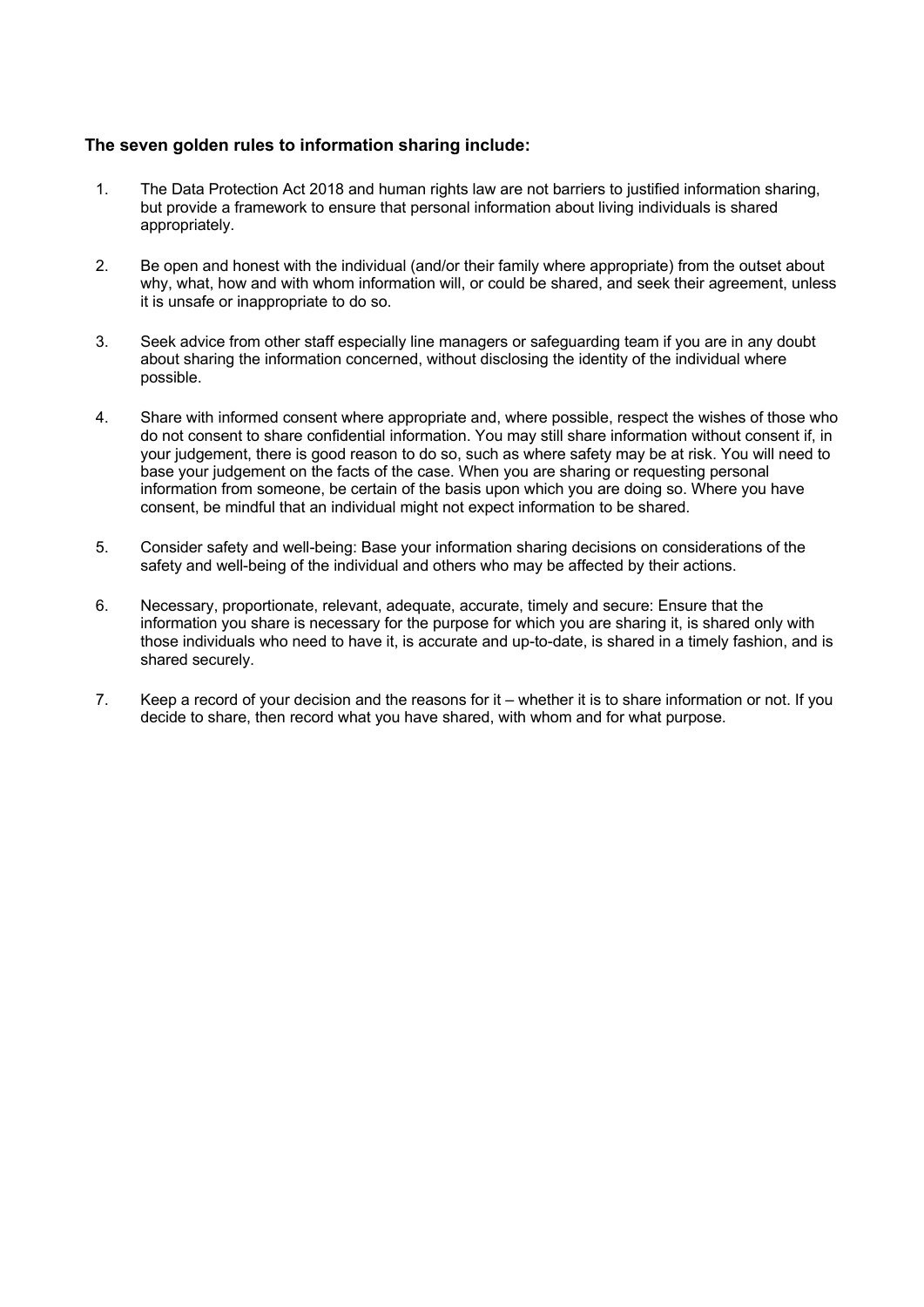**The seven golden rules to information sharing include:**

1. The Data Protection Act 2018 and human rights law are not barriers to justified information sharing, but provide a framework to ensure that personal information about living individuals is shared appropriately.

2. Be open and honest with the individual (and/or their family where appropriate) from the outset about why, what, how and with whom information will, or could be shared, and seek their agreement, unless it is unsafe or inappropriate to do so.

3. Seek advice from other staff especially line managers or safeguarding team if you are in any doubt about sharing the information concerned, without disclosing the identity of the individual where possible.

4. Share with informed consent where appropriate and, where possible, respect the wishes of those who do not consent to share confidential information. You may still share information without consent if, in your judgement, there is good reason to do so, such as where safety may be at risk. You will need to base your judgement on the facts of the case. When you are sharing or requesting personal information from someone, be certain of the basis upon which you are doing so. Where you have consent, be mindful that an individual might not expect information to be shared.

5. Consider safety and well-being: Base your information sharing decisions on considerations of the safety and well-being of the individual and others who may be affected by their actions.

6. Necessary, proportionate, relevant, adequate, accurate, timely and secure: Ensure that the information you share is necessary for the purpose for which you are sharing it, is shared only with those individuals who need to have it, is accurate and up-to-date, is shared in a timely fashion, and is shared securely.

7. Keep a record of your decision and the reasons for it – whether it is to share information or not. If you decide to share, then record what you have shared, with whom and for what purpose.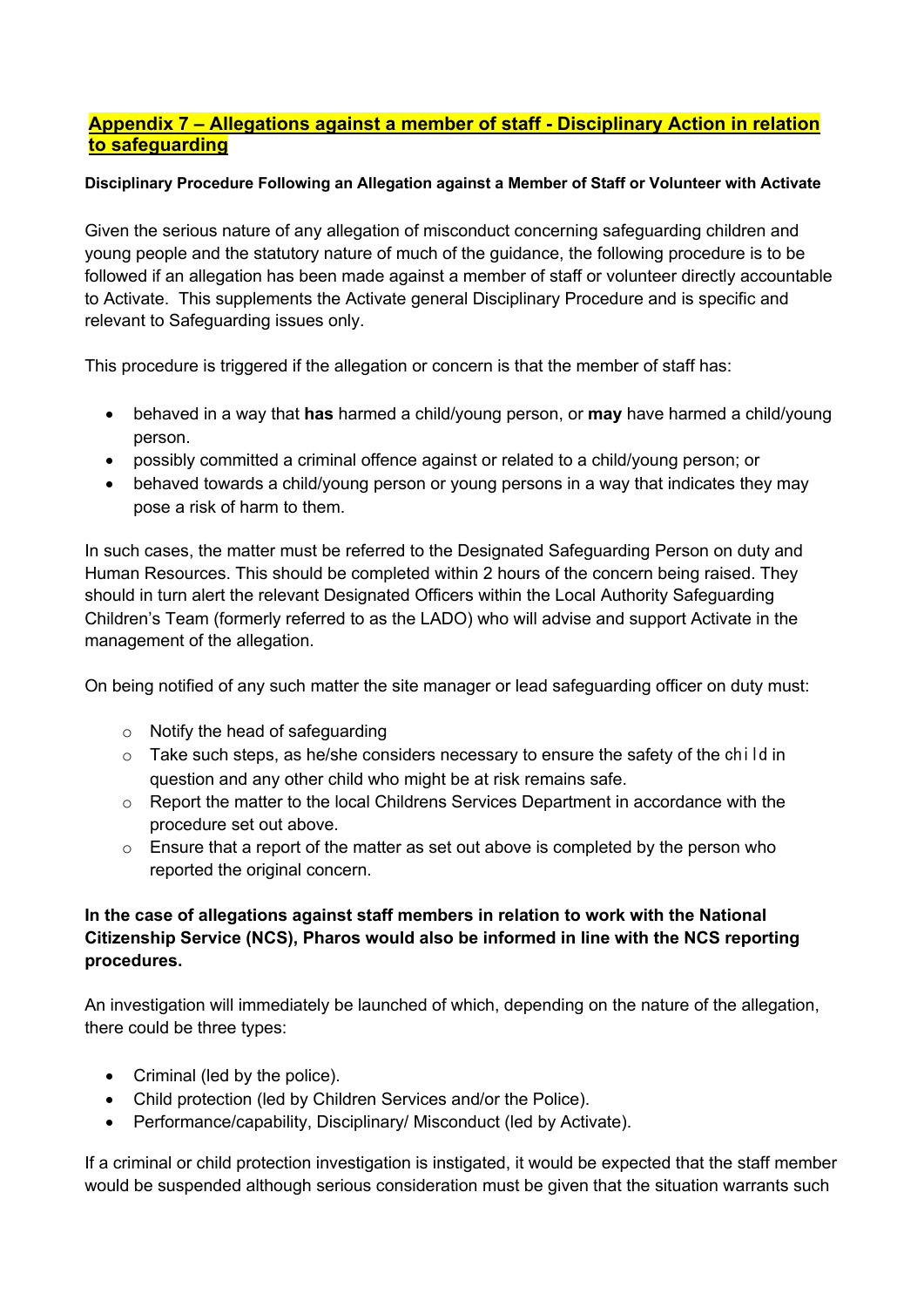## Appendix 7 – Allegations against a member of staff - Disciplinary Action in relation to safeguarding

**Disciplinary Procedure Following an Allegation against a Member of Staff or Volunteer with Activate**

Given the serious nature of any allegation of misconduct concerning safeguarding children and young people and the statutory nature of much of the guidance, the following procedure is to be followed if an allegation has been made against a member of staff or volunteer directly accountable to Activate. This supplements the Activate general Disciplinary Procedure and is specific and relevant to Safeguarding issues only.

This procedure is triggered if the allegation or concern is that the member of staff has:

- behaved in a way that **has** harmed a child/young person, or **may** have harmed a child/young person.
- possibly committed a criminal offence against or related to a child/young person; or
- behaved towards a child/young person or young persons in a way that indicates they may pose a risk of harm to them.

In such cases, the matter must be referred to the Designated Safeguarding Person on duty and Human Resources. This should be completed within 2 hours of the concern being raised. They should in turn alert the relevant Designated Officers within the Local Authority Safeguarding Children's Team (formerly referred to as the LADO) who will advise and support Activate in the management of the allegation.

On being notified of any such matter the site manager or lead safeguarding officer on duty must:

- Notify the head of safeguarding
- Take such steps, as he/she considers necessary to ensure the safety of the child in question and any other child who might be at risk remains safe.
- Report the matter to the local Childrens Services Department in accordance with the procedure set out above.
- Ensure that a report of the matter as set out above is completed by the person who reported the original concern.

**In the case of allegations against staff members in relation to work with the National Citizenship Service (NCS), Pharos would also be informed in line with the NCS reporting procedures.**

An investigation will immediately be launched of which, depending on the nature of the allegation, there could be three types:

- Criminal (led by the police).
- Child protection (led by Children Services and/or the Police).
- Performance/capability, Disciplinary/ Misconduct (led by Activate).

If a criminal or child protection investigation is instigated, it would be expected that the staff member would be suspended although serious consideration must be given that the situation warrants such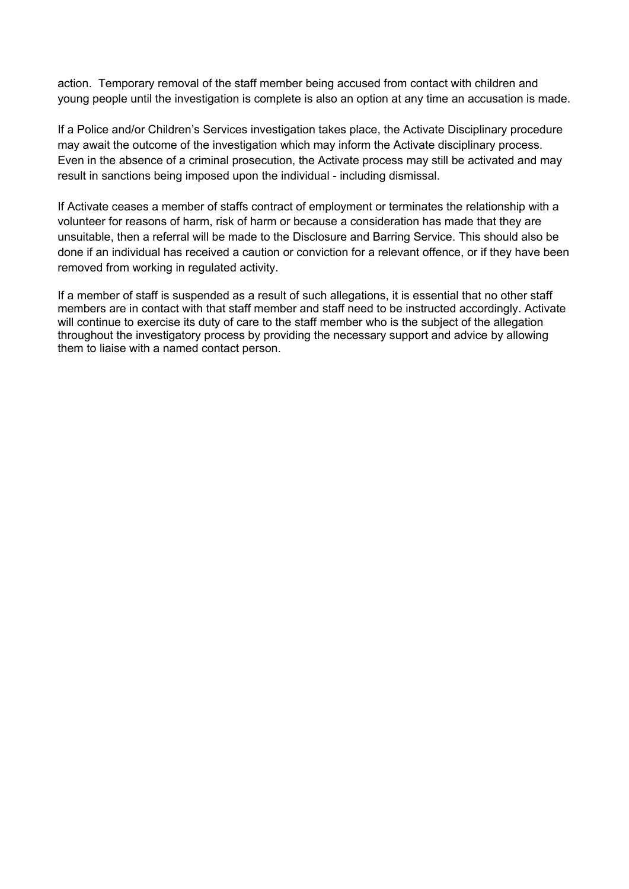action. Temporary removal of the staff member being accused from contact with children and young people until the investigation is complete is also an option at any time an accusation is made.

If a Police and/or Children's Services investigation takes place, the Activate Disciplinary procedure may await the outcome of the investigation which may inform the Activate disciplinary process. Even in the absence of a criminal prosecution, the Activate process may still be activated and may result in sanctions being imposed upon the individual - including dismissal.

If Activate ceases a member of staffs contract of employment or terminates the relationship with a volunteer for reasons of harm, risk of harm or because a consideration has made that they are unsuitable, then a referral will be made to the Disclosure and Barring Service. This should also be done if an individual has received a caution or conviction for a relevant offence, or if they have been removed from working in regulated activity.

If a member of staff is suspended as a result of such allegations, it is essential that no other staff members are in contact with that staff member and staff need to be instructed accordingly. Activate will continue to exercise its duty of care to the staff member who is the subject of the allegation throughout the investigatory process by providing the necessary support and advice by allowing them to liaise with a named contact person.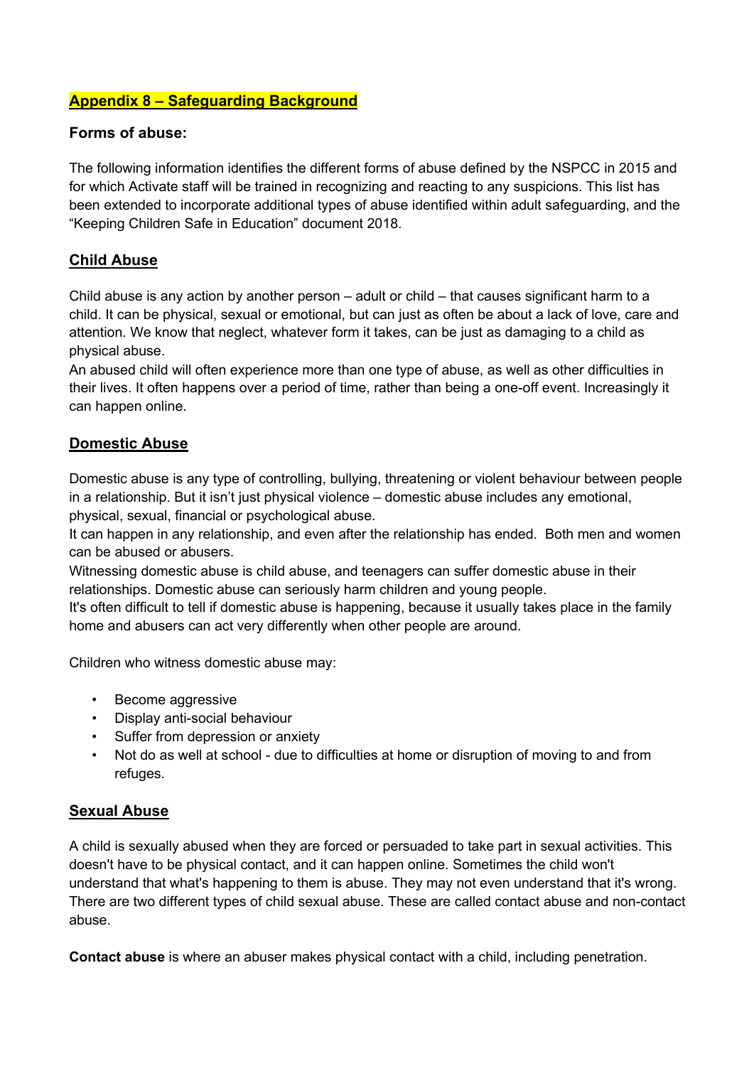## Appendix 8 – Safeguarding Background

### Forms of abuse:

The following information identifies the different forms of abuse defined by the NSPCC in 2015 and for which Activate staff will be trained in recognizing and reacting to any suspicions. This list has been extended to incorporate additional types of abuse identified within adult safeguarding, and the "Keeping Children Safe in Education" document 2018.

### Child Abuse

Child abuse is any action by another person – adult or child – that causes significant harm to a child. It can be physical, sexual or emotional, but can just as often be about a lack of love, care and attention. We know that neglect, whatever form it takes, can be just as damaging to a child as physical abuse.

An abused child will often experience more than one type of abuse, as well as other difficulties in their lives. It often happens over a period of time, rather than being a one-off event. Increasingly it can happen online.

### Domestic Abuse

Domestic abuse is any type of controlling, bullying, threatening or violent behaviour between people in a relationship. But it isn't just physical violence – domestic abuse includes any emotional, physical, sexual, financial or psychological abuse.

It can happen in any relationship, and even after the relationship has ended. Both men and women can be abused or abusers.

Witnessing domestic abuse is child abuse, and teenagers can suffer domestic abuse in their relationships. Domestic abuse can seriously harm children and young people.

It's often difficult to tell if domestic abuse is happening, because it usually takes place in the family home and abusers can act very differently when other people are around.

Children who witness domestic abuse may:

- Become aggressive
- Display anti-social behaviour
- Suffer from depression or anxiety
- Not do as well at school - due to difficulties at home or disruption of moving to and from refuges.

### Sexual Abuse

A child is sexually abused when they are forced or persuaded to take part in sexual activities. This doesn't have to be physical contact, and it can happen online. Sometimes the child won't understand that what's happening to them is abuse. They may not even understand that it's wrong. There are two different types of child sexual abuse. These are called contact abuse and non-contact abuse.

**Contact abuse** is where an abuser makes physical contact with a child, including penetration.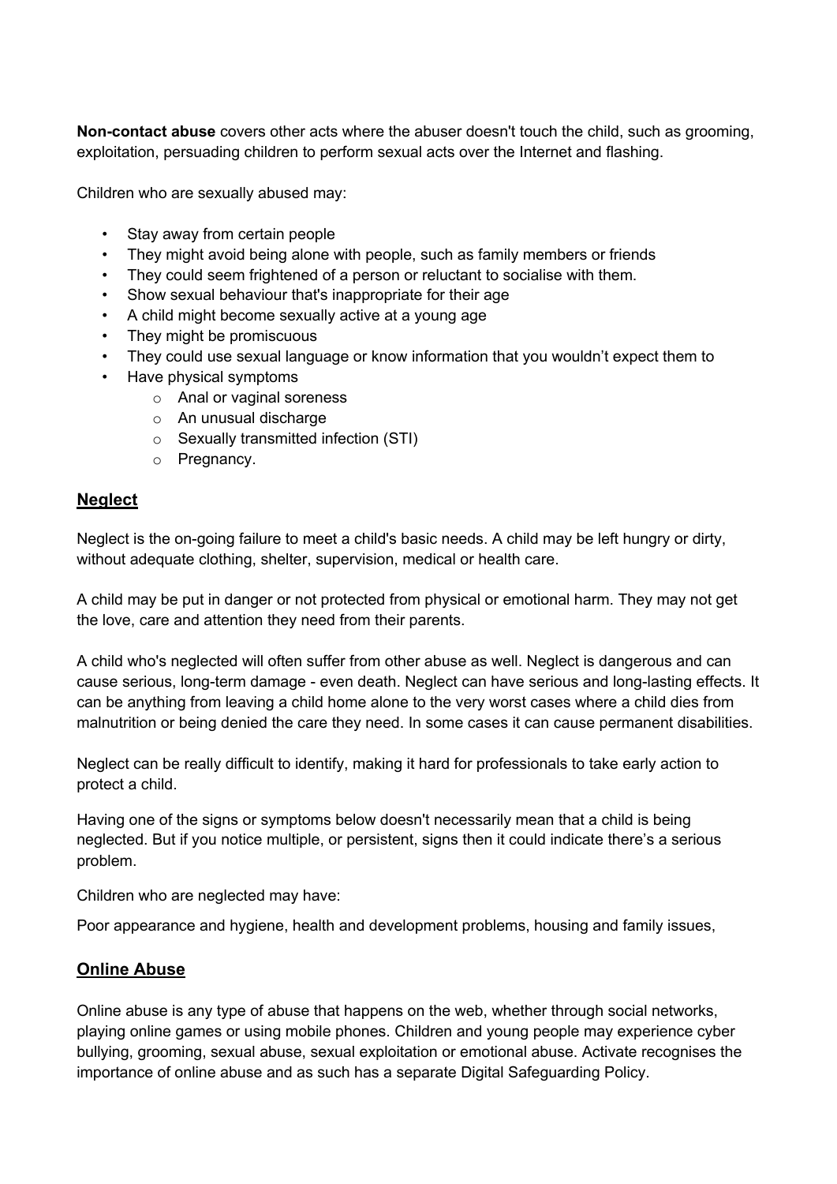**Non-contact abuse** covers other acts where the abuser doesn't touch the child, such as grooming, exploitation, persuading children to perform sexual acts over the Internet and flashing.

Children who are sexually abused may:

- Stay away from certain people
- They might avoid being alone with people, such as family members or friends
- They could seem frightened of a person or reluctant to socialise with them.
- Show sexual behaviour that's inappropriate for their age
- A child might become sexually active at a young age
- They might be promiscuous
- They could use sexual language or know information that you wouldn't expect them to
- Have physical symptoms
    - Anal or vaginal soreness
    - An unusual discharge
    - Sexually transmitted infection (STI)
    - Pregnancy.

## Neglect

Neglect is the on-going failure to meet a child's basic needs. A child may be left hungry or dirty, without adequate clothing, shelter, supervision, medical or health care.

A child may be put in danger or not protected from physical or emotional harm. They may not get the love, care and attention they need from their parents.

A child who's neglected will often suffer from other abuse as well. Neglect is dangerous and can cause serious, long-term damage - even death. Neglect can have serious and long-lasting effects. It can be anything from leaving a child home alone to the very worst cases where a child dies from malnutrition or being denied the care they need. In some cases it can cause permanent disabilities.

Neglect can be really difficult to identify, making it hard for professionals to take early action to protect a child.

Having one of the signs or symptoms below doesn't necessarily mean that a child is being neglected. But if you notice multiple, or persistent, signs then it could indicate there's a serious problem.

Children who are neglected may have:

Poor appearance and hygiene, health and development problems, housing and family issues,

## Online Abuse

Online abuse is any type of abuse that happens on the web, whether through social networks, playing online games or using mobile phones. Children and young people may experience cyber bullying, grooming, sexual abuse, sexual exploitation or emotional abuse. Activate recognises the importance of online abuse and as such has a separate Digital Safeguarding Policy.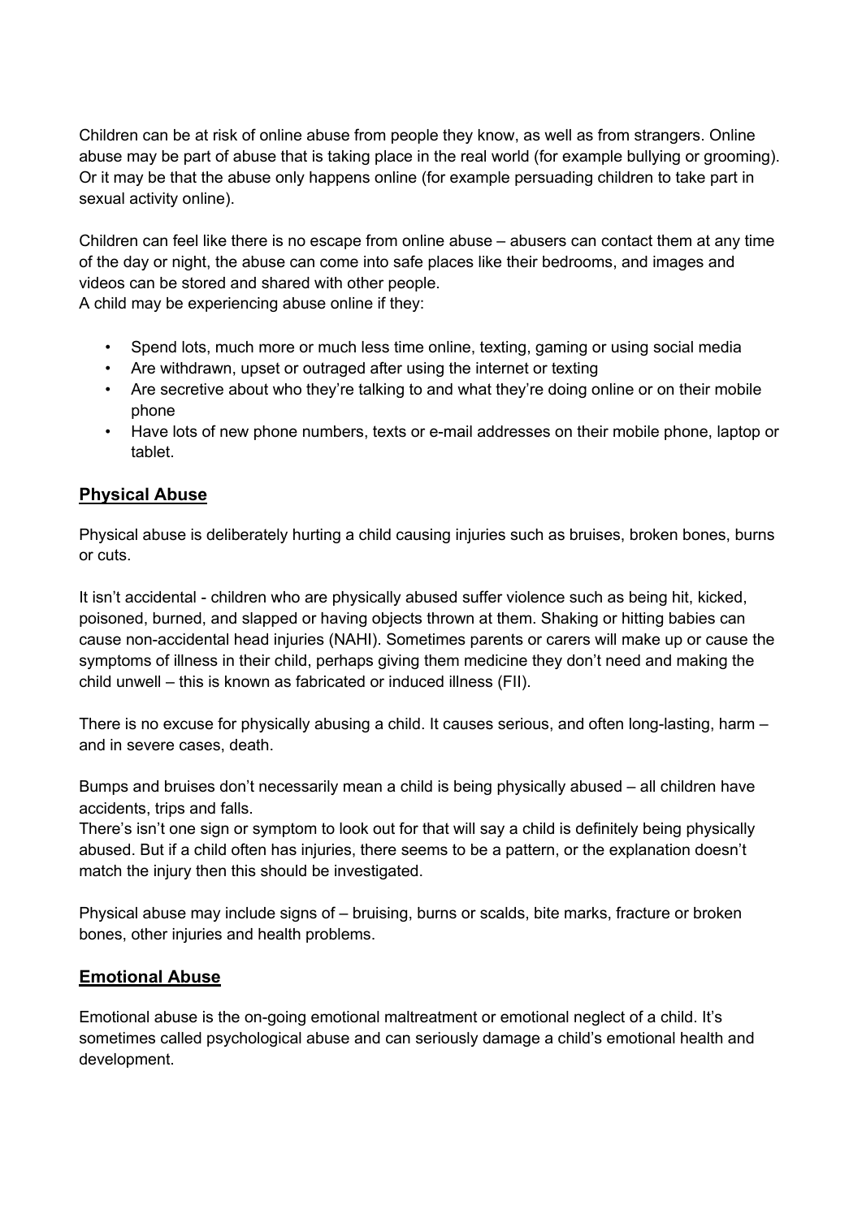Children can be at risk of online abuse from people they know, as well as from strangers. Online abuse may be part of abuse that is taking place in the real world (for example bullying or grooming). Or it may be that the abuse only happens online (for example persuading children to take part in sexual activity online).

Children can feel like there is no escape from online abuse – abusers can contact them at any time of the day or night, the abuse can come into safe places like their bedrooms, and images and videos can be stored and shared with other people.

A child may be experiencing abuse online if they:

- Spend lots, much more or much less time online, texting, gaming or using social media
- Are withdrawn, upset or outraged after using the internet or texting
- Are secretive about who they're talking to and what they're doing online or on their mobile phone
- Have lots of new phone numbers, texts or e-mail addresses on their mobile phone, laptop or tablet.

## <u>Physical Abuse</u>

Physical abuse is deliberately hurting a child causing injuries such as bruises, broken bones, burns or cuts.

It isn't accidental - children who are physically abused suffer violence such as being hit, kicked, poisoned, burned, and slapped or having objects thrown at them. Shaking or hitting babies can cause non-accidental head injuries (NAHI). Sometimes parents or carers will make up or cause the symptoms of illness in their child, perhaps giving them medicine they don't need and making the child unwell – this is known as fabricated or induced illness (FII).

There is no excuse for physically abusing a child. It causes serious, and often long-lasting, harm – and in severe cases, death.

Bumps and bruises don't necessarily mean a child is being physically abused – all children have accidents, trips and falls.

There's isn't one sign or symptom to look out for that will say a child is definitely being physically abused. But if a child often has injuries, there seems to be a pattern, or the explanation doesn't match the injury then this should be investigated.

Physical abuse may include signs of – bruising, burns or scalds, bite marks, fracture or broken bones, other injuries and health problems.

## <u>Emotional Abuse</u>

Emotional abuse is the on-going emotional maltreatment or emotional neglect of a child. It's sometimes called psychological abuse and can seriously damage a child's emotional health and development.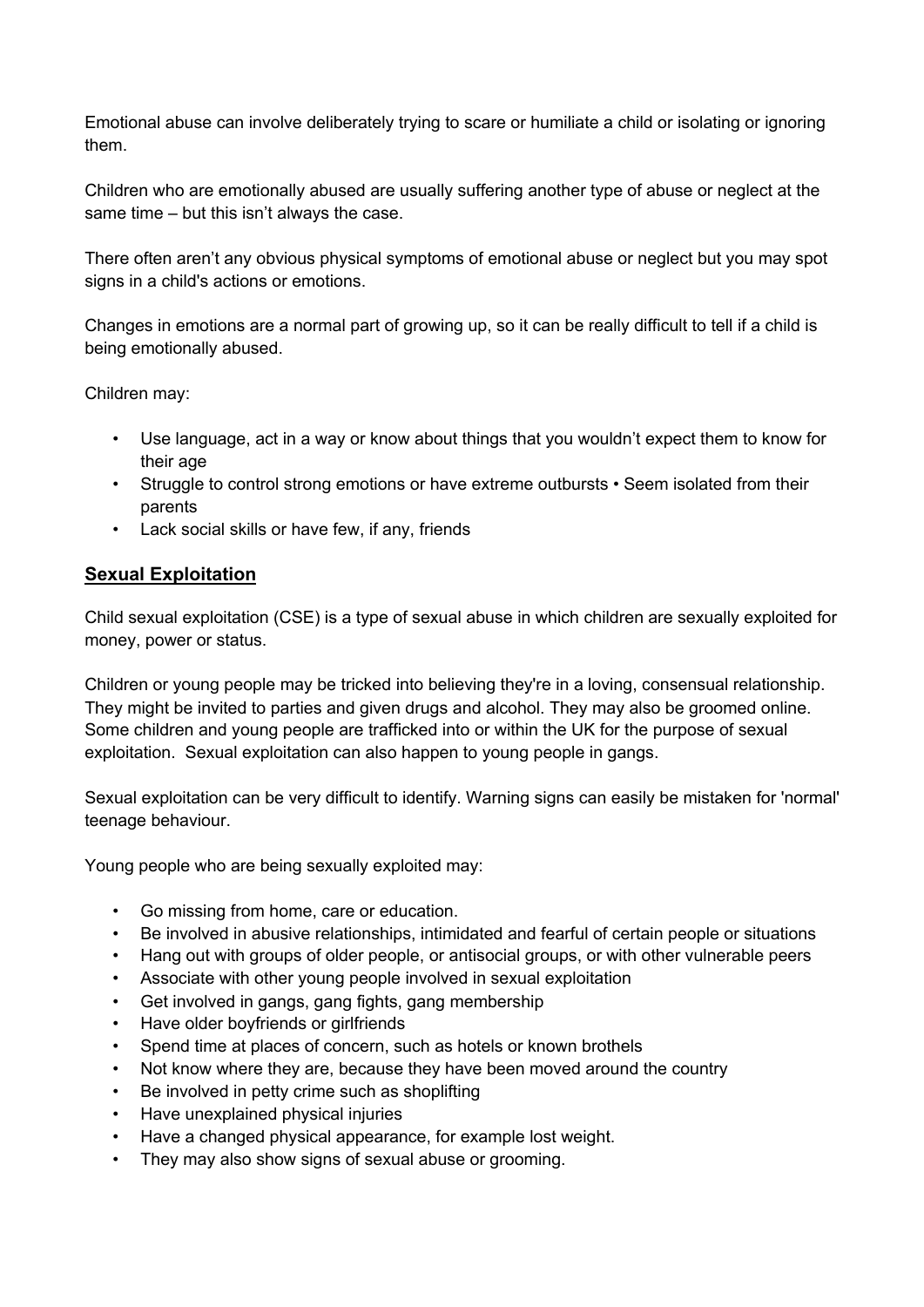Emotional abuse can involve deliberately trying to scare or humiliate a child or isolating or ignoring them.

Children who are emotionally abused are usually suffering another type of abuse or neglect at the same time – but this isn't always the case.

There often aren't any obvious physical symptoms of emotional abuse or neglect but you may spot signs in a child's actions or emotions.

Changes in emotions are a normal part of growing up, so it can be really difficult to tell if a child is being emotionally abused.

Children may:

- Use language, act in a way or know about things that you wouldn't expect them to know for their age
- Struggle to control strong emotions or have extreme outbursts • Seem isolated from their parents
- Lack social skills or have few, if any, friends

## Sexual Exploitation

Child sexual exploitation (CSE) is a type of sexual abuse in which children are sexually exploited for money, power or status.

Children or young people may be tricked into believing they're in a loving, consensual relationship. They might be invited to parties and given drugs and alcohol. They may also be groomed online. Some children and young people are trafficked into or within the UK for the purpose of sexual exploitation. Sexual exploitation can also happen to young people in gangs.

Sexual exploitation can be very difficult to identify. Warning signs can easily be mistaken for 'normal' teenage behaviour.

Young people who are being sexually exploited may:

- Go missing from home, care or education.
- Be involved in abusive relationships, intimidated and fearful of certain people or situations
- Hang out with groups of older people, or antisocial groups, or with other vulnerable peers
- Associate with other young people involved in sexual exploitation
- Get involved in gangs, gang fights, gang membership
- Have older boyfriends or girlfriends
- Spend time at places of concern, such as hotels or known brothels
- Not know where they are, because they have been moved around the country
- Be involved in petty crime such as shoplifting
- Have unexplained physical injuries
- Have a changed physical appearance, for example lost weight.
- They may also show signs of sexual abuse or grooming.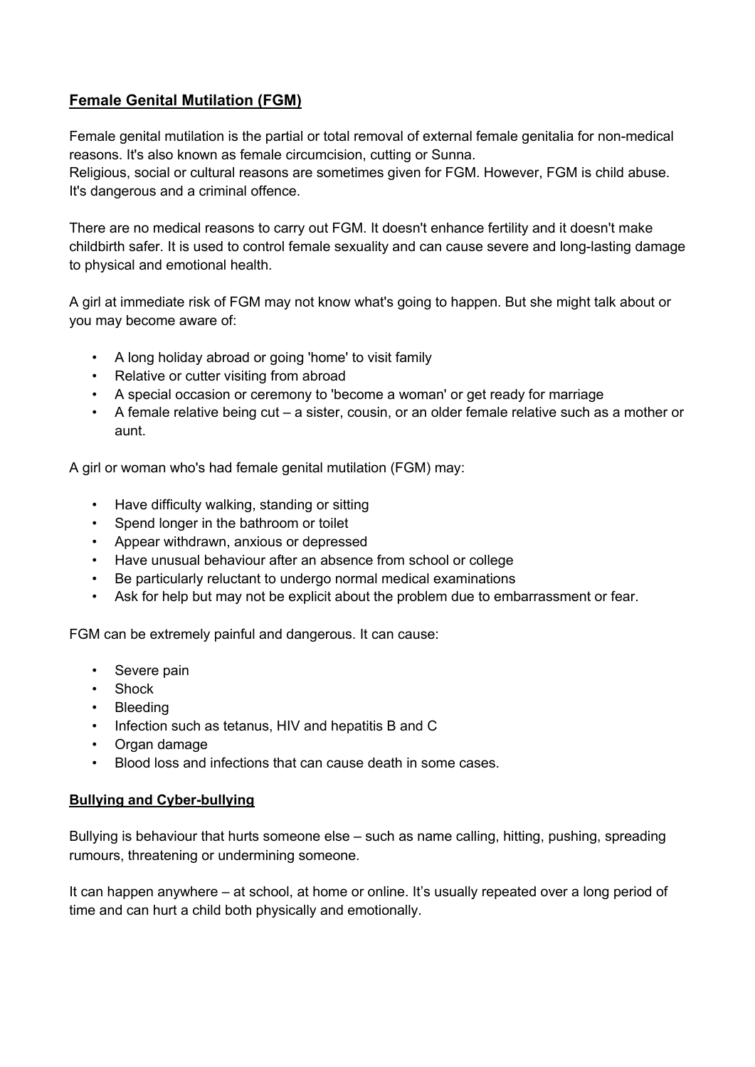## Female Genital Mutilation (FGM)

Female genital mutilation is the partial or total removal of external female genitalia for non-medical reasons. It's also known as female circumcision, cutting or Sunna.
Religious, social or cultural reasons are sometimes given for FGM. However, FGM is child abuse. It's dangerous and a criminal offence.

There are no medical reasons to carry out FGM. It doesn't enhance fertility and it doesn't make childbirth safer. It is used to control female sexuality and can cause severe and long-lasting damage to physical and emotional health.

A girl at immediate risk of FGM may not know what's going to happen. But she might talk about or you may become aware of:

- A long holiday abroad or going 'home' to visit family
- Relative or cutter visiting from abroad
- A special occasion or ceremony to 'become a woman' or get ready for marriage
- A female relative being cut – a sister, cousin, or an older female relative such as a mother or aunt.

A girl or woman who's had female genital mutilation (FGM) may:

- Have difficulty walking, standing or sitting
- Spend longer in the bathroom or toilet
- Appear withdrawn, anxious or depressed
- Have unusual behaviour after an absence from school or college
- Be particularly reluctant to undergo normal medical examinations
- Ask for help but may not be explicit about the problem due to embarrassment or fear.

FGM can be extremely painful and dangerous. It can cause:

- Severe pain
- Shock
- Bleeding
- Infection such as tetanus, HIV and hepatitis B and C
- Organ damage
- Blood loss and infections that can cause death in some cases.

## Bullying and Cyber-bullying

Bullying is behaviour that hurts someone else – such as name calling, hitting, pushing, spreading rumours, threatening or undermining someone.

It can happen anywhere – at school, at home or online. It's usually repeated over a long period of time and can hurt a child both physically and emotionally.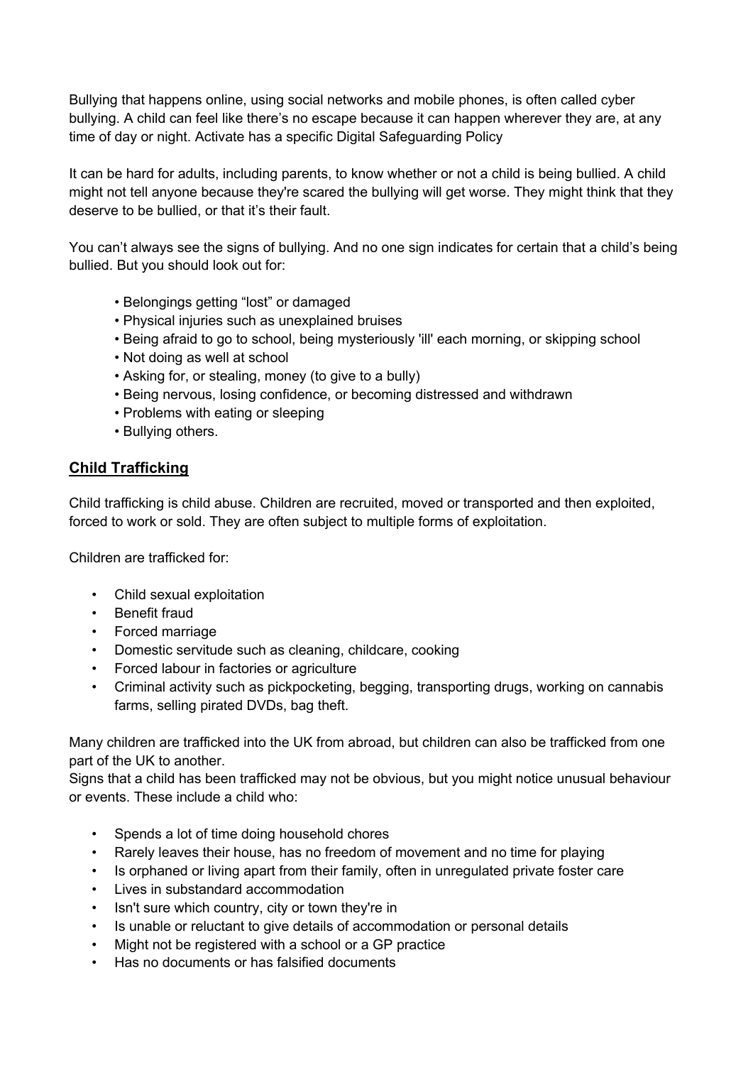Bullying that happens online, using social networks and mobile phones, is often called cyber bullying. A child can feel like there's no escape because it can happen wherever they are, at any time of day or night. Activate has a specific Digital Safeguarding Policy

It can be hard for adults, including parents, to know whether or not a child is being bullied. A child might not tell anyone because they're scared the bullying will get worse. They might think that they deserve to be bullied, or that it's their fault.

You can't always see the signs of bullying. And no one sign indicates for certain that a child's being bullied. But you should look out for:

- Belongings getting "lost" or damaged
- Physical injuries such as unexplained bruises
- Being afraid to go to school, being mysteriously 'ill' each morning, or skipping school
- Not doing as well at school
- Asking for, or stealing, money (to give to a bully)
- Being nervous, losing confidence, or becoming distressed and withdrawn
- Problems with eating or sleeping
- Bullying others.

## **Child Trafficking**

Child trafficking is child abuse. Children are recruited, moved or transported and then exploited, forced to work or sold. They are often subject to multiple forms of exploitation.

Children are trafficked for:

- Child sexual exploitation
- Benefit fraud
- Forced marriage
- Domestic servitude such as cleaning, childcare, cooking
- Forced labour in factories or agriculture
- Criminal activity such as pickpocketing, begging, transporting drugs, working on cannabis farms, selling pirated DVDs, bag theft.

Many children are trafficked into the UK from abroad, but children can also be trafficked from one part of the UK to another.
Signs that a child has been trafficked may not be obvious, but you might notice unusual behaviour or events. These include a child who:

- Spends a lot of time doing household chores
- Rarely leaves their house, has no freedom of movement and no time for playing
- Is orphaned or living apart from their family, often in unregulated private foster care
- Lives in substandard accommodation
- Isn't sure which country, city or town they're in
- Is unable or reluctant to give details of accommodation or personal details
- Might not be registered with a school or a GP practice
- Has no documents or has falsified documents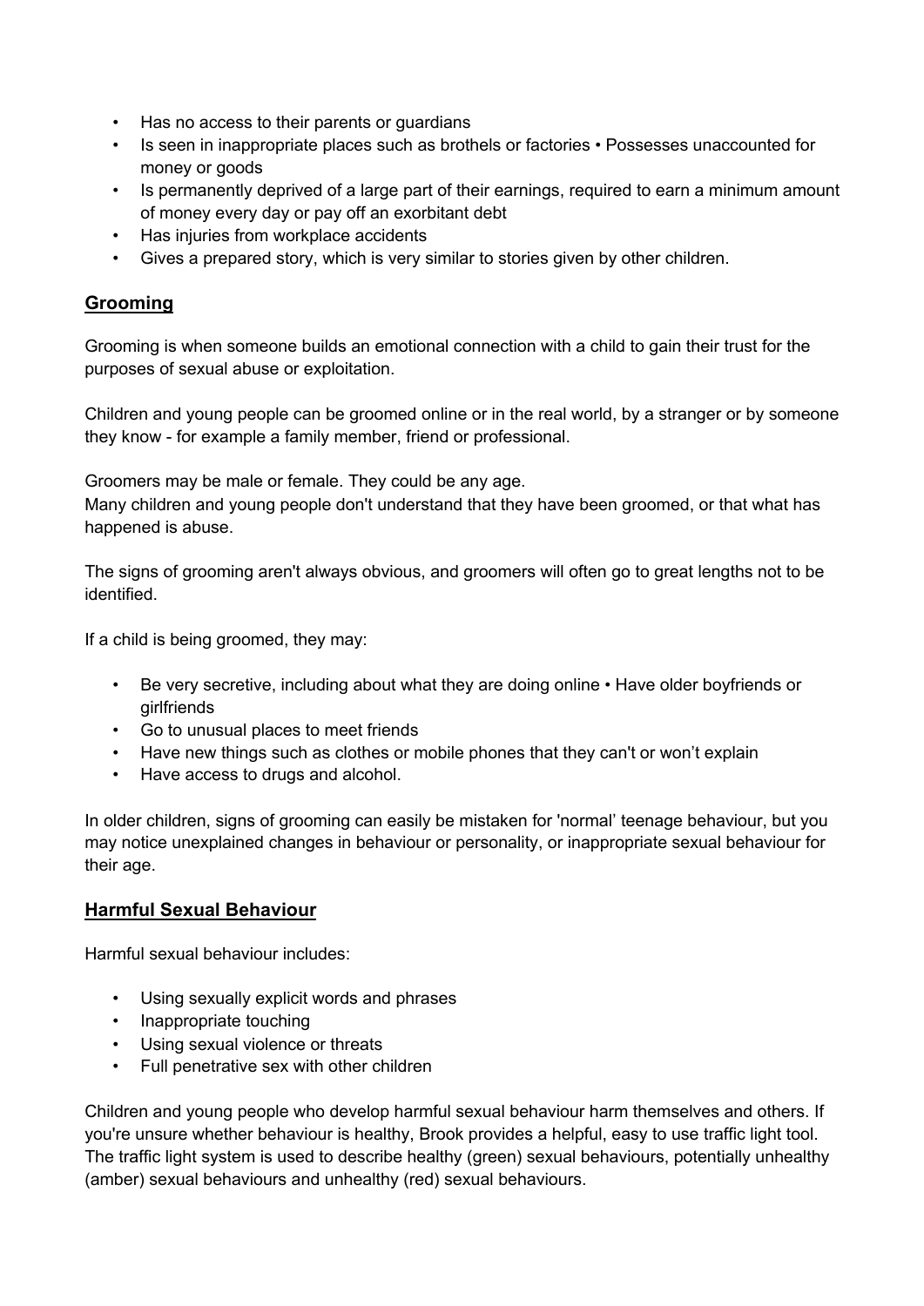- Has no access to their parents or guardians
- Is seen in inappropriate places such as brothels or factories • Possesses unaccounted for money or goods
- Is permanently deprived of a large part of their earnings, required to earn a minimum amount of money every day or pay off an exorbitant debt
- Has injuries from workplace accidents
- Gives a prepared story, which is very similar to stories given by other children.

## Grooming

Grooming is when someone builds an emotional connection with a child to gain their trust for the purposes of sexual abuse or exploitation.

Children and young people can be groomed online or in the real world, by a stranger or by someone they know - for example a family member, friend or professional.

Groomers may be male or female. They could be any age.
Many children and young people don't understand that they have been groomed, or that what has happened is abuse.

The signs of grooming aren't always obvious, and groomers will often go to great lengths not to be identified.

If a child is being groomed, they may:

- Be very secretive, including about what they are doing online • Have older boyfriends or girlfriends
- Go to unusual places to meet friends
- Have new things such as clothes or mobile phones that they can't or won't explain
- Have access to drugs and alcohol.

In older children, signs of grooming can easily be mistaken for 'normal' teenage behaviour, but you may notice unexplained changes in behaviour or personality, or inappropriate sexual behaviour for their age.

## Harmful Sexual Behaviour

Harmful sexual behaviour includes:

- Using sexually explicit words and phrases
- Inappropriate touching
- Using sexual violence or threats
- Full penetrative sex with other children

Children and young people who develop harmful sexual behaviour harm themselves and others. If you're unsure whether behaviour is healthy, Brook provides a helpful, easy to use traffic light tool. The traffic light system is used to describe healthy (green) sexual behaviours, potentially unhealthy (amber) sexual behaviours and unhealthy (red) sexual behaviours.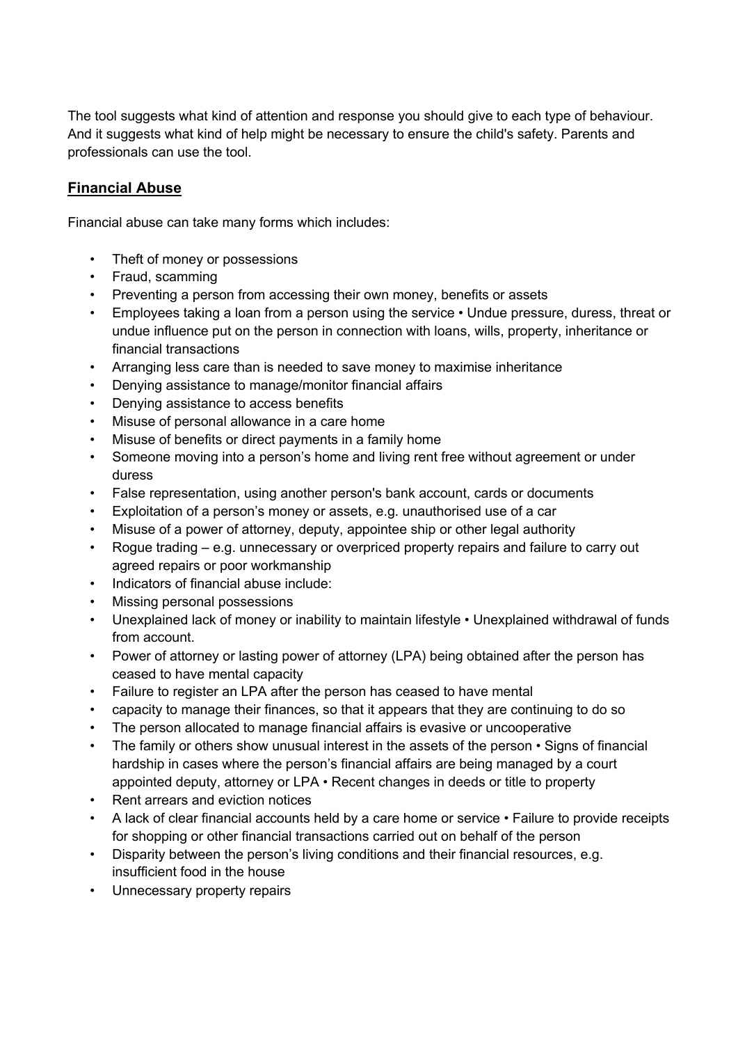The tool suggests what kind of attention and response you should give to each type of behaviour. And it suggests what kind of help might be necessary to ensure the child's safety. Parents and professionals can use the tool.

## **Financial Abuse**

Financial abuse can take many forms which includes:

- Theft of money or possessions
- Fraud, scamming
- Preventing a person from accessing their own money, benefits or assets
- Employees taking a loan from a person using the service • Undue pressure, duress, threat or undue influence put on the person in connection with loans, wills, property, inheritance or financial transactions
- Arranging less care than is needed to save money to maximise inheritance
- Denying assistance to manage/monitor financial affairs
- Denying assistance to access benefits
- Misuse of personal allowance in a care home
- Misuse of benefits or direct payments in a family home
- Someone moving into a person's home and living rent free without agreement or under duress
- False representation, using another person's bank account, cards or documents
- Exploitation of a person's money or assets, e.g. unauthorised use of a car
- Misuse of a power of attorney, deputy, appointee ship or other legal authority
- Rogue trading – e.g. unnecessary or overpriced property repairs and failure to carry out agreed repairs or poor workmanship
- Indicators of financial abuse include:
- Missing personal possessions
- Unexplained lack of money or inability to maintain lifestyle • Unexplained withdrawal of funds from account.
- Power of attorney or lasting power of attorney (LPA) being obtained after the person has ceased to have mental capacity
- Failure to register an LPA after the person has ceased to have mental
- capacity to manage their finances, so that it appears that they are continuing to do so
- The person allocated to manage financial affairs is evasive or uncooperative
- The family or others show unusual interest in the assets of the person • Signs of financial hardship in cases where the person's financial affairs are being managed by a court appointed deputy, attorney or LPA • Recent changes in deeds or title to property
- Rent arrears and eviction notices
- A lack of clear financial accounts held by a care home or service • Failure to provide receipts for shopping or other financial transactions carried out on behalf of the person
- Disparity between the person's living conditions and their financial resources, e.g. insufficient food in the house
- Unnecessary property repairs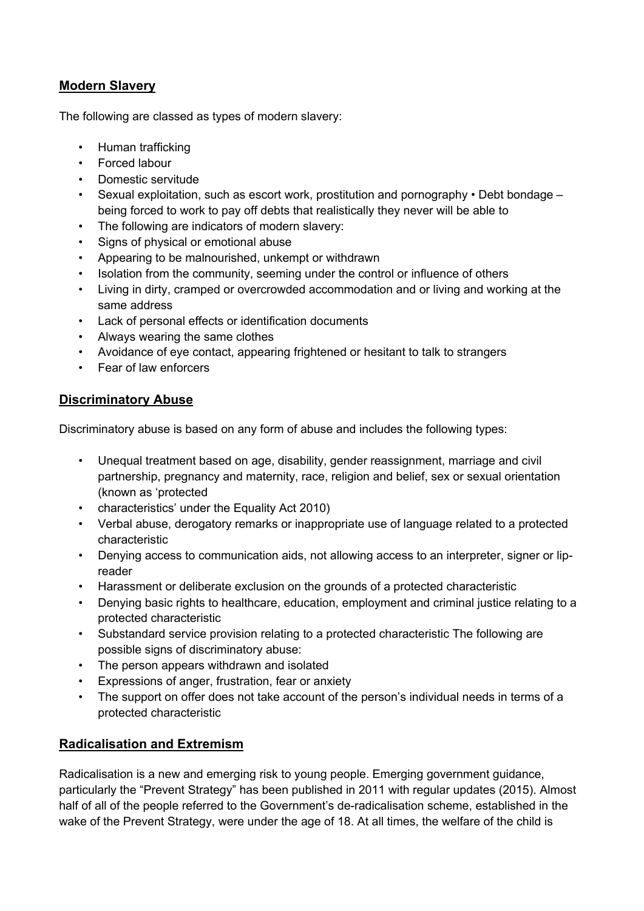## Modern Slavery

The following are classed as types of modern slavery:

- Human trafficking
- Forced labour
- Domestic servitude
- Sexual exploitation, such as escort work, prostitution and pornography • Debt bondage – being forced to work to pay off debts that realistically they never will be able to
- The following are indicators of modern slavery:
- Signs of physical or emotional abuse
- Appearing to be malnourished, unkempt or withdrawn
- Isolation from the community, seeming under the control or influence of others
- Living in dirty, cramped or overcrowded accommodation and or living and working at the same address
- Lack of personal effects or identification documents
- Always wearing the same clothes
- Avoidance of eye contact, appearing frightened or hesitant to talk to strangers
- Fear of law enforcers

## Discriminatory Abuse

Discriminatory abuse is based on any form of abuse and includes the following types:

- Unequal treatment based on age, disability, gender reassignment, marriage and civil partnership, pregnancy and maternity, race, religion and belief, sex or sexual orientation (known as 'protected
- characteristics' under the Equality Act 2010)
- Verbal abuse, derogatory remarks or inappropriate use of language related to a protected characteristic
- Denying access to communication aids, not allowing access to an interpreter, signer or lip-reader
- Harassment or deliberate exclusion on the grounds of a protected characteristic
- Denying basic rights to healthcare, education, employment and criminal justice relating to a protected characteristic
- Substandard service provision relating to a protected characteristic The following are possible signs of discriminatory abuse:
- The person appears withdrawn and isolated
- Expressions of anger, frustration, fear or anxiety
- The support on offer does not take account of the person's individual needs in terms of a protected characteristic

## Radicalisation and Extremism

Radicalisation is a new and emerging risk to young people. Emerging government guidance, particularly the "Prevent Strategy" has been published in 2011 with regular updates (2015). Almost half of all of the people referred to the Government's de-radicalisation scheme, established in the wake of the Prevent Strategy, were under the age of 18. At all times, the welfare of the child is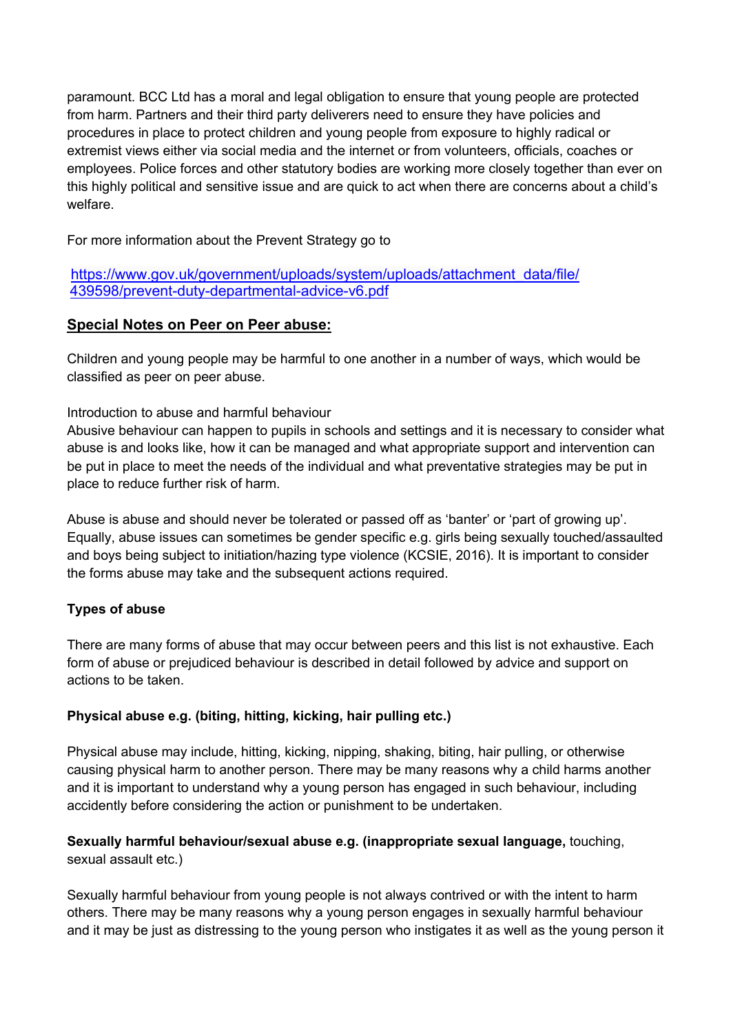paramount. BCC Ltd has a moral and legal obligation to ensure that young people are protected from harm. Partners and their third party deliverers need to ensure they have policies and procedures in place to protect children and young people from exposure to highly radical or extremist views either via social media and the internet or from volunteers, officials, coaches or employees. Police forces and other statutory bodies are working more closely together than ever on this highly political and sensitive issue and are quick to act when there are concerns about a child's welfare.

For more information about the Prevent Strategy go to

https://www.gov.uk/government/uploads/system/uploads/attachment_data/file/439598/prevent-duty-departmental-advice-v6.pdf

## Special Notes on Peer on Peer abuse:

Children and young people may be harmful to one another in a number of ways, which would be classified as peer on peer abuse.

Introduction to abuse and harmful behaviour
Abusive behaviour can happen to pupils in schools and settings and it is necessary to consider what abuse is and looks like, how it can be managed and what appropriate support and intervention can be put in place to meet the needs of the individual and what preventative strategies may be put in place to reduce further risk of harm.

Abuse is abuse and should never be tolerated or passed off as 'banter' or 'part of growing up'. Equally, abuse issues can sometimes be gender specific e.g. girls being sexually touched/assaulted and boys being subject to initiation/hazing type violence (KCSIE, 2016). It is important to consider the forms abuse may take and the subsequent actions required.

**Types of abuse**

There are many forms of abuse that may occur between peers and this list is not exhaustive. Each form of abuse or prejudiced behaviour is described in detail followed by advice and support on actions to be taken.

**Physical abuse e.g. (biting, hitting, kicking, hair pulling etc.)**

Physical abuse may include, hitting, kicking, nipping, shaking, biting, hair pulling, or otherwise causing physical harm to another person. There may be many reasons why a child harms another and it is important to understand why a young person has engaged in such behaviour, including accidently before considering the action or punishment to be undertaken.

**Sexually harmful behaviour/sexual abuse e.g. (inappropriate sexual language,** touching, sexual assault etc.)

Sexually harmful behaviour from young people is not always contrived or with the intent to harm others. There may be many reasons why a young person engages in sexually harmful behaviour and it may be just as distressing to the young person who instigates it as well as the young person it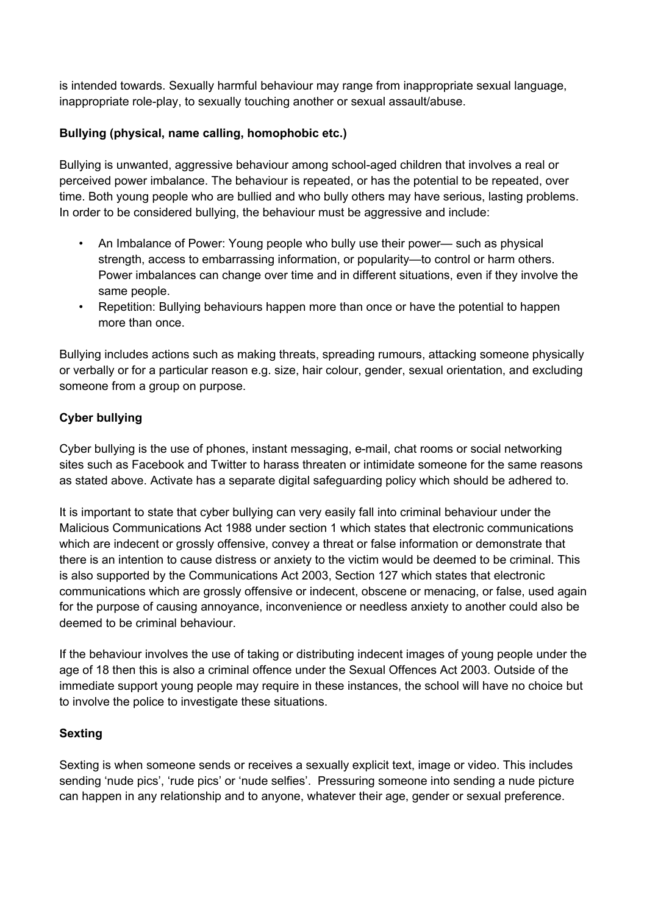is intended towards. Sexually harmful behaviour may range from inappropriate sexual language, inappropriate role-play, to sexually touching another or sexual assault/abuse.

**Bullying (physical, name calling, homophobic etc.)**

Bullying is unwanted, aggressive behaviour among school-aged children that involves a real or perceived power imbalance. The behaviour is repeated, or has the potential to be repeated, over time. Both young people who are bullied and who bully others may have serious, lasting problems. In order to be considered bullying, the behaviour must be aggressive and include:

- An Imbalance of Power: Young people who bully use their power— such as physical strength, access to embarrassing information, or popularity—to control or harm others. Power imbalances can change over time and in different situations, even if they involve the same people.
- Repetition: Bullying behaviours happen more than once or have the potential to happen more than once.

Bullying includes actions such as making threats, spreading rumours, attacking someone physically or verbally or for a particular reason e.g. size, hair colour, gender, sexual orientation, and excluding someone from a group on purpose.

**Cyber bullying**

Cyber bullying is the use of phones, instant messaging, e-mail, chat rooms or social networking sites such as Facebook and Twitter to harass threaten or intimidate someone for the same reasons as stated above. Activate has a separate digital safeguarding policy which should be adhered to.

It is important to state that cyber bullying can very easily fall into criminal behaviour under the Malicious Communications Act 1988 under section 1 which states that electronic communications which are indecent or grossly offensive, convey a threat or false information or demonstrate that there is an intention to cause distress or anxiety to the victim would be deemed to be criminal. This is also supported by the Communications Act 2003, Section 127 which states that electronic communications which are grossly offensive or indecent, obscene or menacing, or false, used again for the purpose of causing annoyance, inconvenience or needless anxiety to another could also be deemed to be criminal behaviour.

If the behaviour involves the use of taking or distributing indecent images of young people under the age of 18 then this is also a criminal offence under the Sexual Offences Act 2003. Outside of the immediate support young people may require in these instances, the school will have no choice but to involve the police to investigate these situations.

**Sexting**

Sexting is when someone sends or receives a sexually explicit text, image or video. This includes sending 'nude pics', 'rude pics' or 'nude selfies'. Pressuring someone into sending a nude picture can happen in any relationship and to anyone, whatever their age, gender or sexual preference.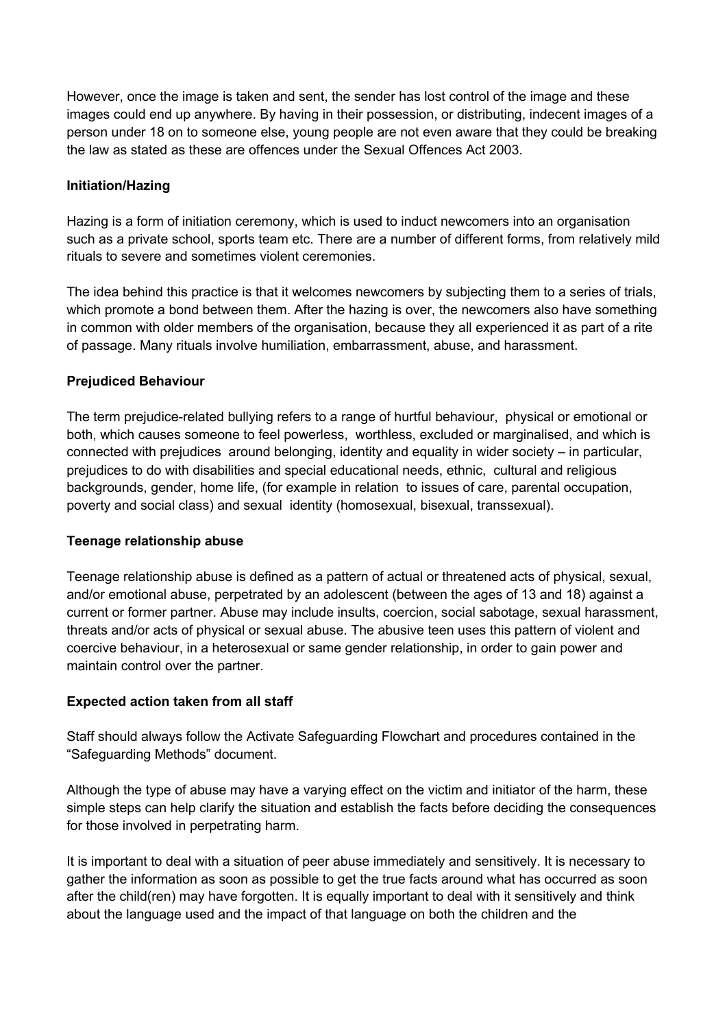However, once the image is taken and sent, the sender has lost control of the image and these images could end up anywhere. By having in their possession, or distributing, indecent images of a person under 18 on to someone else, young people are not even aware that they could be breaking the law as stated as these are offences under the Sexual Offences Act 2003.

**Initiation/Hazing**

Hazing is a form of initiation ceremony, which is used to induct newcomers into an organisation such as a private school, sports team etc. There are a number of different forms, from relatively mild rituals to severe and sometimes violent ceremonies.

The idea behind this practice is that it welcomes newcomers by subjecting them to a series of trials, which promote a bond between them. After the hazing is over, the newcomers also have something in common with older members of the organisation, because they all experienced it as part of a rite of passage. Many rituals involve humiliation, embarrassment, abuse, and harassment.

**Prejudiced Behaviour**

The term prejudice-related bullying refers to a range of hurtful behaviour, physical or emotional or both, which causes someone to feel powerless, worthless, excluded or marginalised, and which is connected with prejudices around belonging, identity and equality in wider society – in particular, prejudices to do with disabilities and special educational needs, ethnic, cultural and religious backgrounds, gender, home life, (for example in relation to issues of care, parental occupation, poverty and social class) and sexual identity (homosexual, bisexual, transsexual).

**Teenage relationship abuse**

Teenage relationship abuse is defined as a pattern of actual or threatened acts of physical, sexual, and/or emotional abuse, perpetrated by an adolescent (between the ages of 13 and 18) against a current or former partner. Abuse may include insults, coercion, social sabotage, sexual harassment, threats and/or acts of physical or sexual abuse. The abusive teen uses this pattern of violent and coercive behaviour, in a heterosexual or same gender relationship, in order to gain power and maintain control over the partner.

**Expected action taken from all staff**

Staff should always follow the Activate Safeguarding Flowchart and procedures contained in the "Safeguarding Methods" document.

Although the type of abuse may have a varying effect on the victim and initiator of the harm, these simple steps can help clarify the situation and establish the facts before deciding the consequences for those involved in perpetrating harm.

It is important to deal with a situation of peer abuse immediately and sensitively. It is necessary to gather the information as soon as possible to get the true facts around what has occurred as soon after the child(ren) may have forgotten. It is equally important to deal with it sensitively and think about the language used and the impact of that language on both the children and the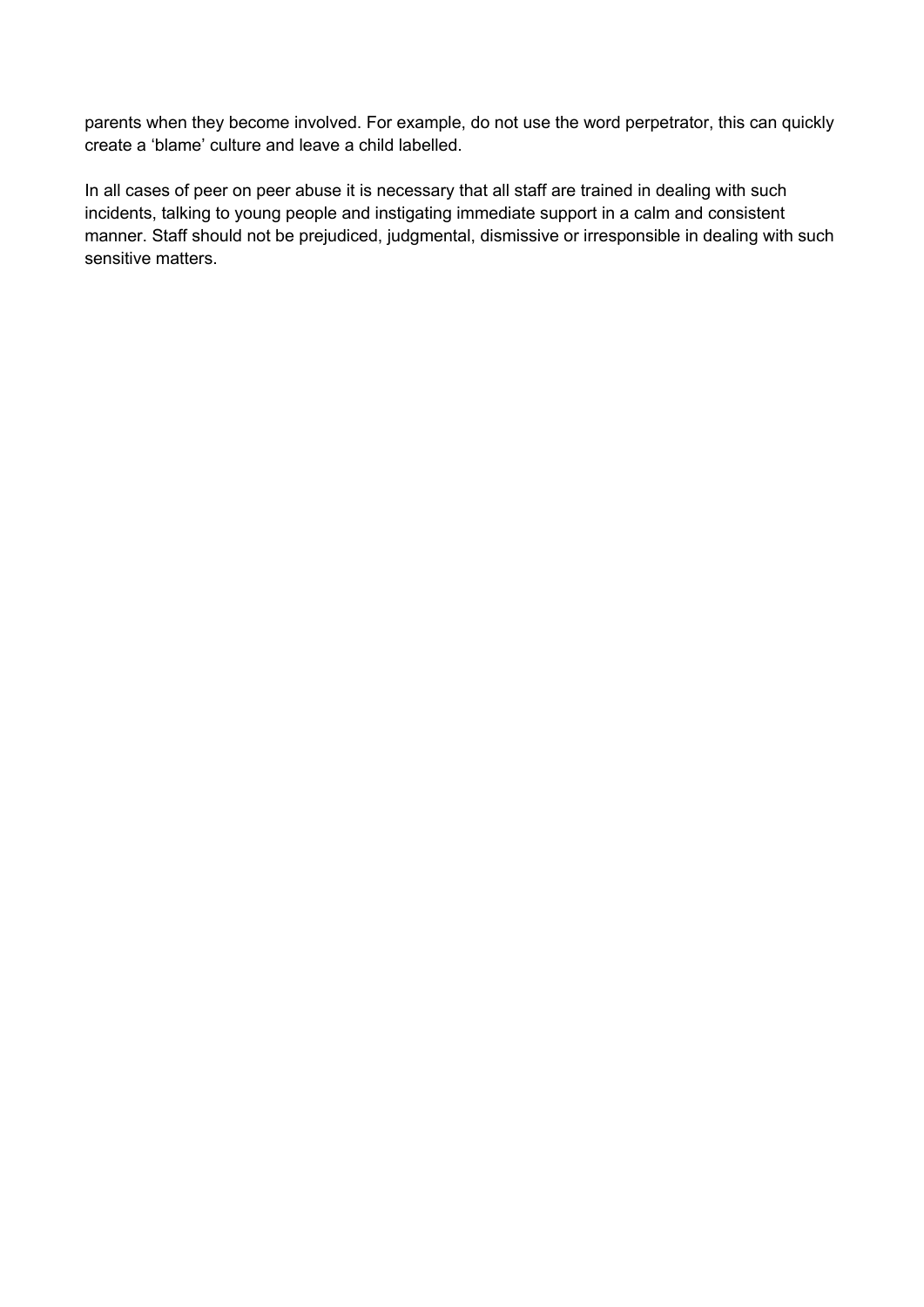parents when they become involved. For example, do not use the word perpetrator, this can quickly create a ‘blame’ culture and leave a child labelled.

In all cases of peer on peer abuse it is necessary that all staff are trained in dealing with such incidents, talking to young people and instigating immediate support in a calm and consistent manner. Staff should not be prejudiced, judgmental, dismissive or irresponsible in dealing with such sensitive matters.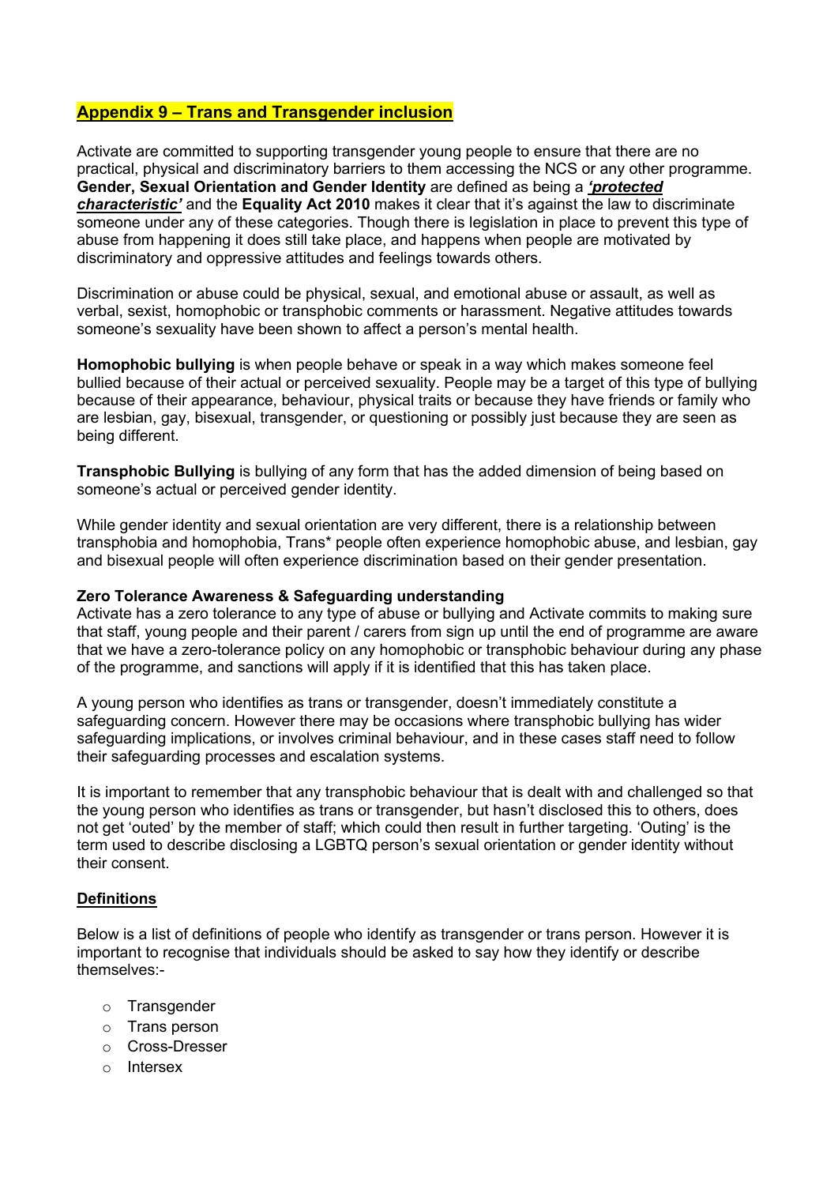## Appendix 9 – Trans and Transgender inclusion

Activate are committed to supporting transgender young people to ensure that there are no practical, physical and discriminatory barriers to them accessing the NCS or any other programme. **Gender, Sexual Orientation and Gender Identity** are defined as being a ***'protected characteristic'*** and the **Equality Act 2010** makes it clear that it's against the law to discriminate someone under any of these categories. Though there is legislation in place to prevent this type of abuse from happening it does still take place, and happens when people are motivated by discriminatory and oppressive attitudes and feelings towards others.

Discrimination or abuse could be physical, sexual, and emotional abuse or assault, as well as verbal, sexist, homophobic or transphobic comments or harassment. Negative attitudes towards someone's sexuality have been shown to affect a person's mental health.

**Homophobic bullying** is when people behave or speak in a way which makes someone feel bullied because of their actual or perceived sexuality. People may be a target of this type of bullying because of their appearance, behaviour, physical traits or because they have friends or family who are lesbian, gay, bisexual, transgender, or questioning or possibly just because they are seen as being different.

**Transphobic Bullying** is bullying of any form that has the added dimension of being based on someone's actual or perceived gender identity.

While gender identity and sexual orientation are very different, there is a relationship between transphobia and homophobia, Trans* people often experience homophobic abuse, and lesbian, gay and bisexual people will often experience discrimination based on their gender presentation.

**Zero Tolerance Awareness & Safeguarding understanding**

Activate has a zero tolerance to any type of abuse or bullying and Activate commits to making sure that staff, young people and their parent / carers from sign up until the end of programme are aware that we have a zero-tolerance policy on any homophobic or transphobic behaviour during any phase of the programme, and sanctions will apply if it is identified that this has taken place.

A young person who identifies as trans or transgender, doesn't immediately constitute a safeguarding concern. However there may be occasions where transphobic bullying has wider safeguarding implications, or involves criminal behaviour, and in these cases staff need to follow their safeguarding processes and escalation systems.

It is important to remember that any transphobic behaviour that is dealt with and challenged so that the young person who identifies as trans or transgender, but hasn't disclosed this to others, does not get 'outed' by the member of staff; which could then result in further targeting. 'Outing' is the term used to describe disclosing a LGBTQ person's sexual orientation or gender identity without their consent.

### Definitions

Below is a list of definitions of people who identify as transgender or trans person. However it is important to recognise that individuals should be asked to say how they identify or describe themselves:-

- Transgender
- Trans person
- Cross-Dresser
- Intersex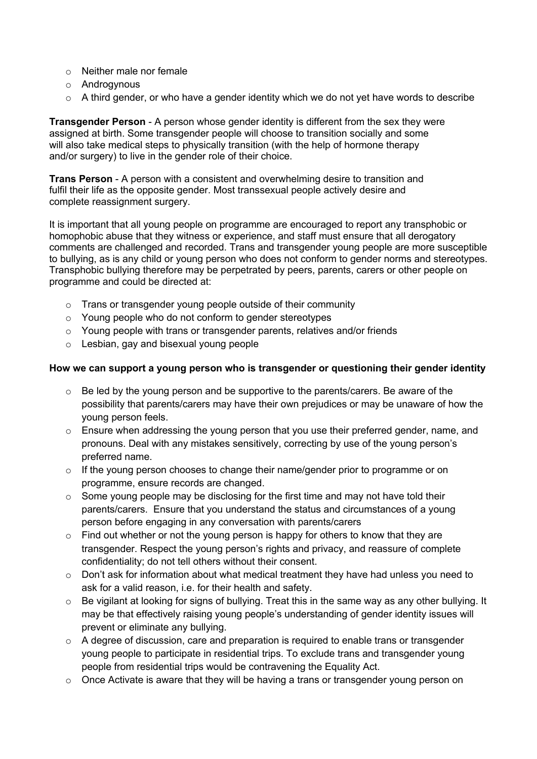- Neither male nor female
- Androgynous
- A third gender, or who have a gender identity which we do not yet have words to describe

**Transgender Person** - A person whose gender identity is different from the sex they were assigned at birth. Some transgender people will choose to transition socially and some will also take medical steps to physically transition (with the help of hormone therapy and/or surgery) to live in the gender role of their choice.

**Trans Person** - A person with a consistent and overwhelming desire to transition and fulfil their life as the opposite gender. Most transsexual people actively desire and complete reassignment surgery.

It is important that all young people on programme are encouraged to report any transphobic or homophobic abuse that they witness or experience, and staff must ensure that all derogatory comments are challenged and recorded. Trans and transgender young people are more susceptible to bullying, as is any child or young person who does not conform to gender norms and stereotypes. Transphobic bullying therefore may be perpetrated by peers, parents, carers or other people on programme and could be directed at:

- Trans or transgender young people outside of their community
- Young people who do not conform to gender stereotypes
- Young people with trans or transgender parents, relatives and/or friends
- Lesbian, gay and bisexual young people

**How we can support a young person who is transgender or questioning their gender identity**

- Be led by the young person and be supportive to the parents/carers. Be aware of the possibility that parents/carers may have their own prejudices or may be unaware of how the young person feels.
- Ensure when addressing the young person that you use their preferred gender, name, and pronouns. Deal with any mistakes sensitively, correcting by use of the young person's preferred name.
- If the young person chooses to change their name/gender prior to programme or on programme, ensure records are changed.
- Some young people may be disclosing for the first time and may not have told their parents/carers. Ensure that you understand the status and circumstances of a young person before engaging in any conversation with parents/carers
- Find out whether or not the young person is happy for others to know that they are transgender. Respect the young person's rights and privacy, and reassure of complete confidentiality; do not tell others without their consent.
- Don't ask for information about what medical treatment they have had unless you need to ask for a valid reason, i.e. for their health and safety.
- Be vigilant at looking for signs of bullying. Treat this in the same way as any other bullying. It may be that effectively raising young people's understanding of gender identity issues will prevent or eliminate any bullying.
- A degree of discussion, care and preparation is required to enable trans or transgender young people to participate in residential trips. To exclude trans and transgender young people from residential trips would be contravening the Equality Act.
- Once Activate is aware that they will be having a trans or transgender young person on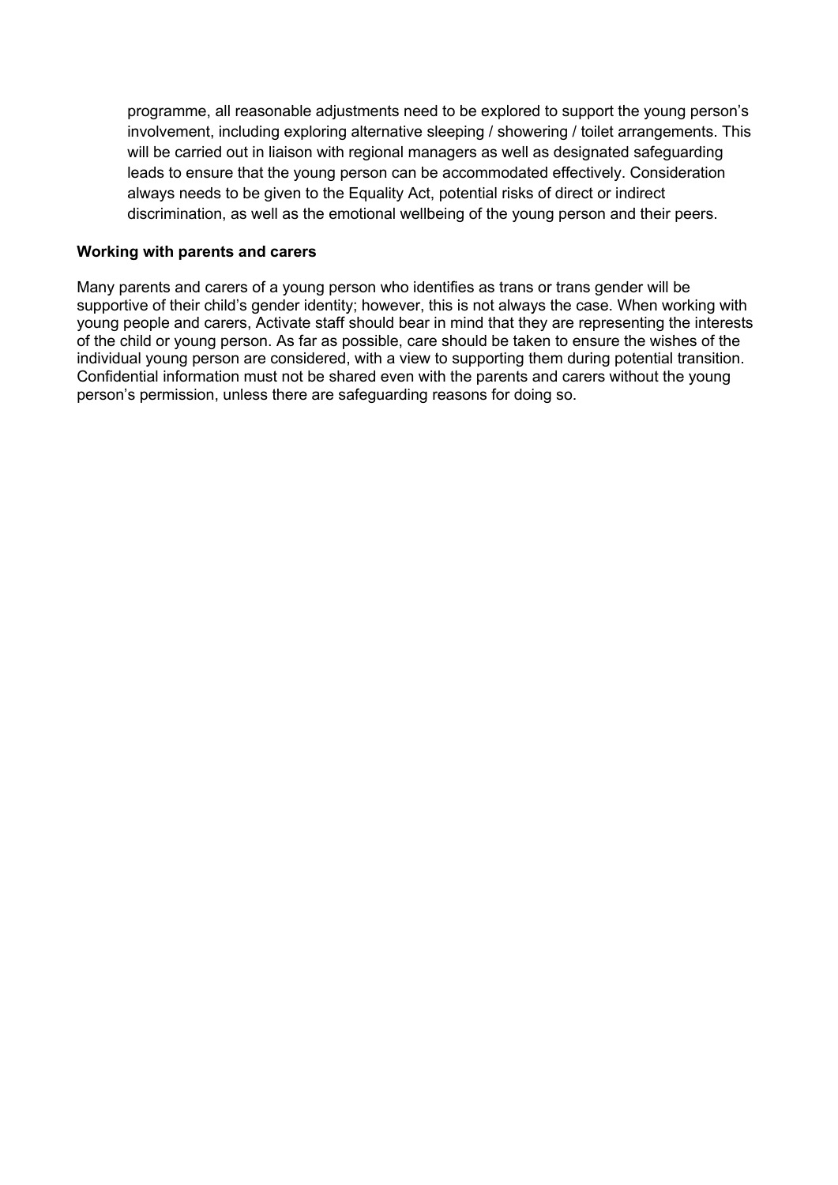programme, all reasonable adjustments need to be explored to support the young person's involvement, including exploring alternative sleeping / showering / toilet arrangements. This will be carried out in liaison with regional managers as well as designated safeguarding leads to ensure that the young person can be accommodated effectively. Consideration always needs to be given to the Equality Act, potential risks of direct or indirect discrimination, as well as the emotional wellbeing of the young person and their peers.

**Working with parents and carers**

Many parents and carers of a young person who identifies as trans or trans gender will be supportive of their child's gender identity; however, this is not always the case. When working with young people and carers, Activate staff should bear in mind that they are representing the interests of the child or young person. As far as possible, care should be taken to ensure the wishes of the individual young person are considered, with a view to supporting them during potential transition. Confidential information must not be shared even with the parents and carers without the young person's permission, unless there are safeguarding reasons for doing so.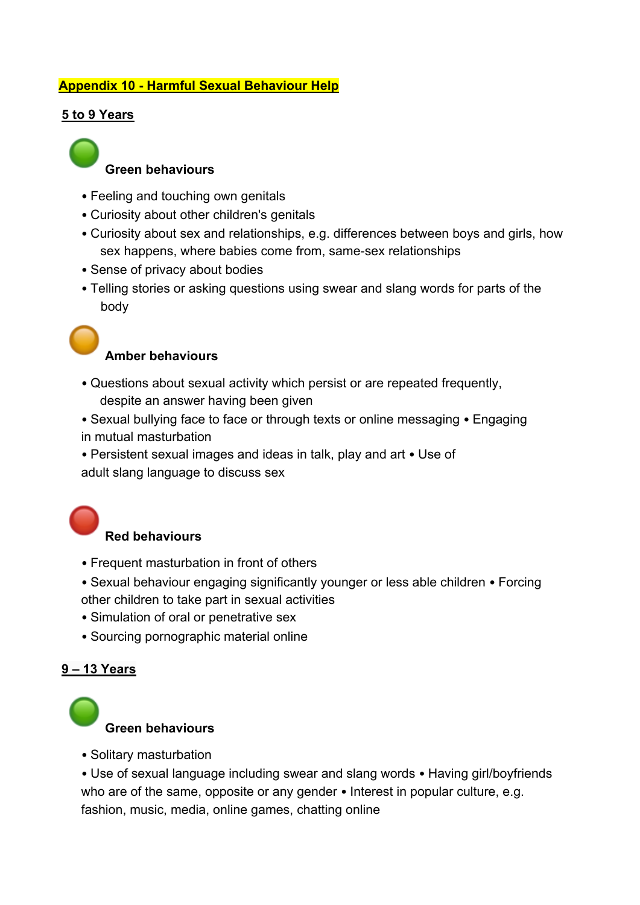## Appendix 10 - Harmful Sexual Behaviour Help

### 5 to 9 Years

#### Green behaviours

- Feeling and touching own genitals
- Curiosity about other children's genitals
- Curiosity about sex and relationships, e.g. differences between boys and girls, how sex happens, where babies come from, same-sex relationships
- Sense of privacy about bodies
- Telling stories or asking questions using swear and slang words for parts of the body

#### Amber behaviours

- Questions about sexual activity which persist or are repeated frequently, despite an answer having been given
- Sexual bullying face to face or through texts or online messaging
- Engaging in mutual masturbation
- Persistent sexual images and ideas in talk, play and art
- Use of adult slang language to discuss sex

#### Red behaviours

- Frequent masturbation in front of others
- Sexual behaviour engaging significantly younger or less able children
- Forcing other children to take part in sexual activities
- Simulation of oral or penetrative sex
- Sourcing pornographic material online

### 9 – 13 Years

#### Green behaviours

- Solitary masturbation
- Use of sexual language including swear and slang words
- Having girl/boyfriends who are of the same, opposite or any gender
- Interest in popular culture, e.g. fashion, music, media, online games, chatting online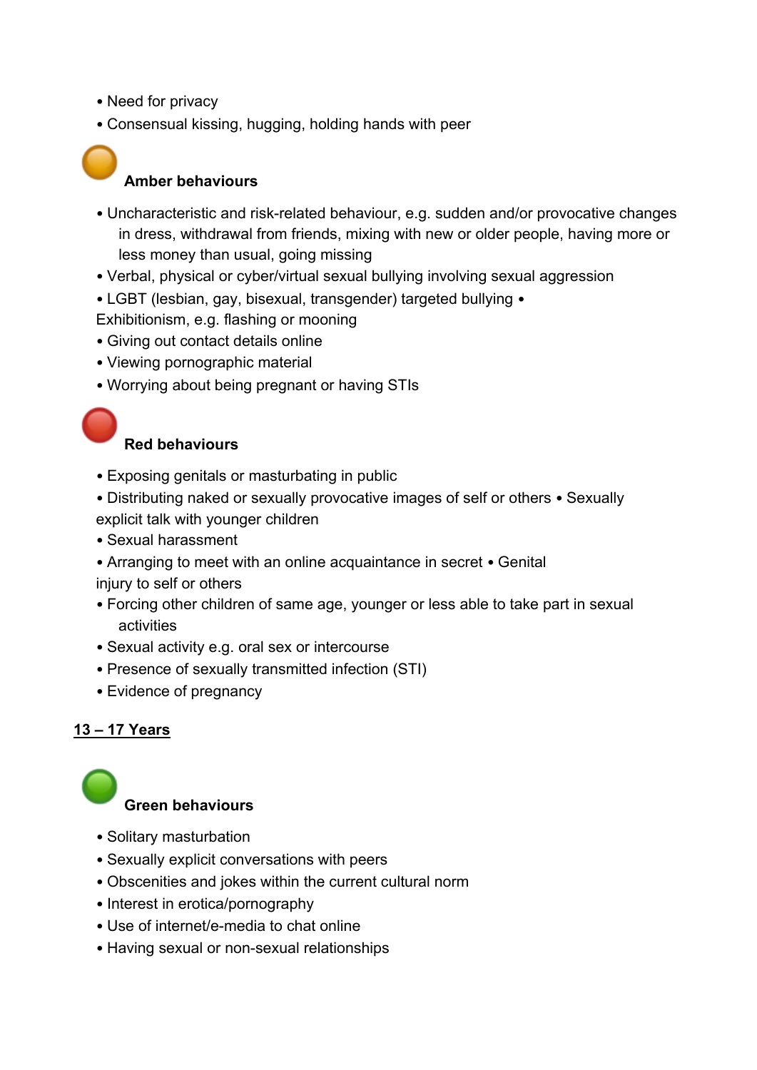- Need for privacy
- Consensual kissing, hugging, holding hands with peer

### Amber behaviours

- Uncharacteristic and risk-related behaviour, e.g. sudden and/or provocative changes in dress, withdrawal from friends, mixing with new or older people, having more or less money than usual, going missing
- Verbal, physical or cyber/virtual sexual bullying involving sexual aggression
- LGBT (lesbian, gay, bisexual, transgender) targeted bullying
- Exhibitionism, e.g. flashing or mooning
- Giving out contact details online
- Viewing pornographic material
- Worrying about being pregnant or having STIs

### Red behaviours

- Exposing genitals or masturbating in public
- Distributing naked or sexually provocative images of self or others
- Sexually explicit talk with younger children
- Sexual harassment
- Arranging to meet with an online acquaintance in secret
- Genital injury to self or others
- Forcing other children of same age, younger or less able to take part in sexual activities
- Sexual activity e.g. oral sex or intercourse
- Presence of sexually transmitted infection (STI)
- Evidence of pregnancy

## 13 – 17 Years

### Green behaviours

- Solitary masturbation
- Sexually explicit conversations with peers
- Obscenities and jokes within the current cultural norm
- Interest in erotica/pornography
- Use of internet/e-media to chat online
- Having sexual or non-sexual relationships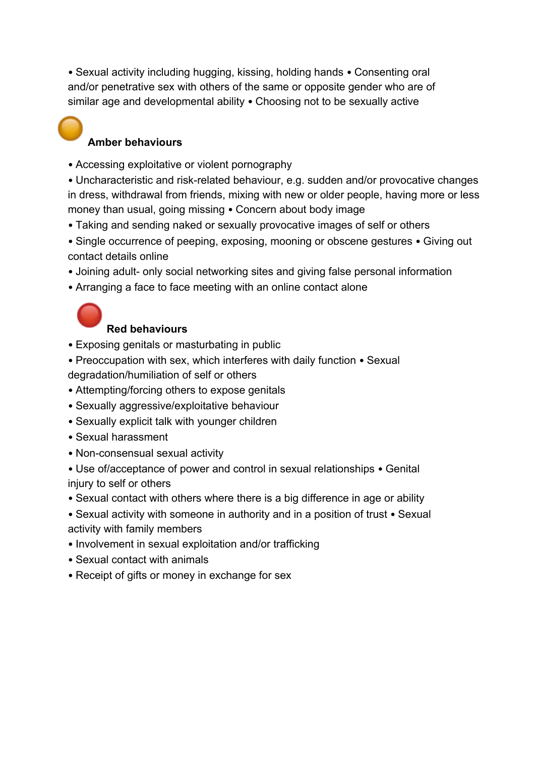- Sexual activity including hugging, kissing, holding hands • Consenting oral and/or penetrative sex with others of the same or opposite gender who are of similar age and developmental ability • Choosing not to be sexually active

### Amber behaviours

- Accessing exploitative or violent pornography
- Uncharacteristic and risk-related behaviour, e.g. sudden and/or provocative changes in dress, withdrawal from friends, mixing with new or older people, having more or less money than usual, going missing • Concern about body image
- Taking and sending naked or sexually provocative images of self or others
- Single occurrence of peeping, exposing, mooning or obscene gestures • Giving out contact details online
- Joining adult- only social networking sites and giving false personal information
- Arranging a face to face meeting with an online contact alone

### Red behaviours

- Exposing genitals or masturbating in public
- Preoccupation with sex, which interferes with daily function • Sexual degradation/humiliation of self or others
- Attempting/forcing others to expose genitals
- Sexually aggressive/exploitative behaviour
- Sexually explicit talk with younger children
- Sexual harassment
- Non-consensual sexual activity
- Use of/acceptance of power and control in sexual relationships • Genital injury to self or others
- Sexual contact with others where there is a big difference in age or ability
- Sexual activity with someone in authority and in a position of trust • Sexual activity with family members
- Involvement in sexual exploitation and/or trafficking
- Sexual contact with animals
- Receipt of gifts or money in exchange for sex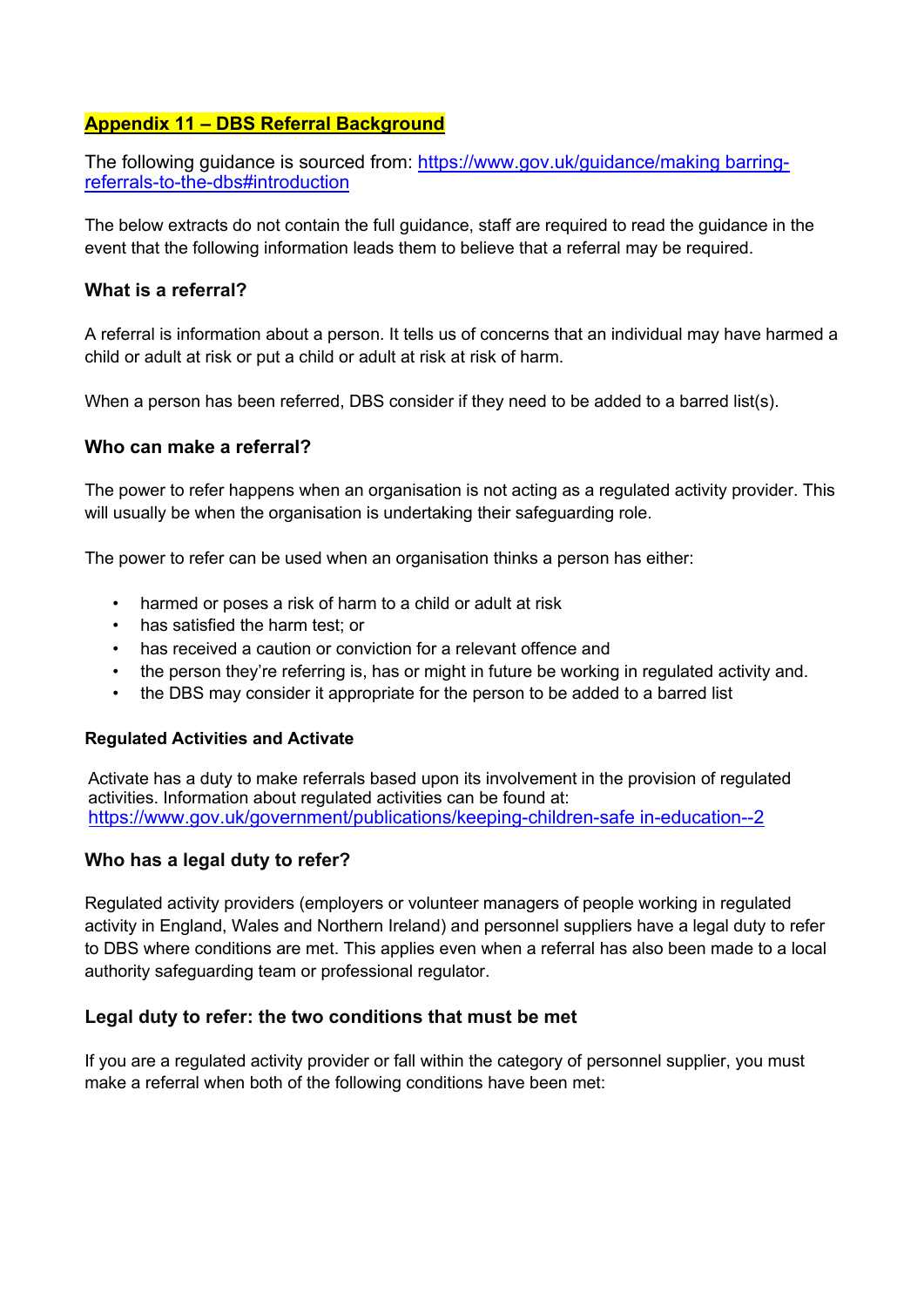## Appendix 11 – DBS Referral Background

The following guidance is sourced from: https://www.gov.uk/guidance/making barring-referrals-to-the-dbs#introduction

The below extracts do not contain the full guidance, staff are required to read the guidance in the event that the following information leads them to believe that a referral may be required.

### What is a referral?

A referral is information about a person. It tells us of concerns that an individual may have harmed a child or adult at risk or put a child or adult at risk at risk of harm.

When a person has been referred, DBS consider if they need to be added to a barred list(s).

### Who can make a referral?

The power to refer happens when an organisation is not acting as a regulated activity provider. This will usually be when the organisation is undertaking their safeguarding role.

The power to refer can be used when an organisation thinks a person has either:

- harmed or poses a risk of harm to a child or adult at risk
- has satisfied the harm test; or
- has received a caution or conviction for a relevant offence and
- the person they're referring is, has or might in future be working in regulated activity and.
- the DBS may consider it appropriate for the person to be added to a barred list

#### Regulated Activities and Activate

Activate has a duty to make referrals based upon its involvement in the provision of regulated activities. Information about regulated activities can be found at: https://www.gov.uk/government/publications/keeping-children-safe in-education--2

### Who has a legal duty to refer?

Regulated activity providers (employers or volunteer managers of people working in regulated activity in England, Wales and Northern Ireland) and personnel suppliers have a legal duty to refer to DBS where conditions are met. This applies even when a referral has also been made to a local authority safeguarding team or professional regulator.

### Legal duty to refer: the two conditions that must be met

If you are a regulated activity provider or fall within the category of personnel supplier, you must make a referral when both of the following conditions have been met: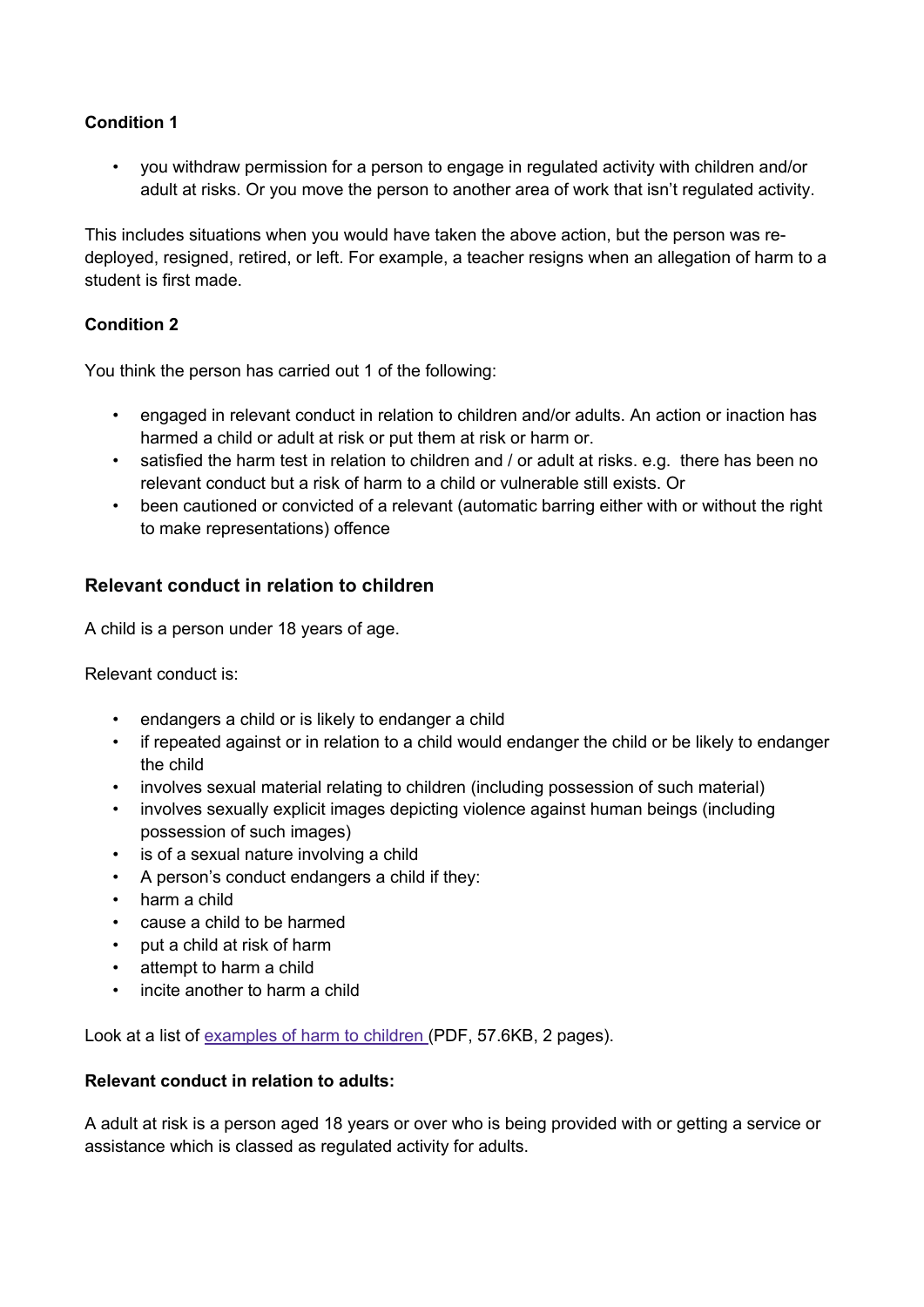**Condition 1**

- you withdraw permission for a person to engage in regulated activity with children and/or adult at risks. Or you move the person to another area of work that isn't regulated activity.

This includes situations when you would have taken the above action, but the person was re-deployed, resigned, retired, or left. For example, a teacher resigns when an allegation of harm to a student is first made.

**Condition 2**

You think the person has carried out 1 of the following:

- engaged in relevant conduct in relation to children and/or adults. An action or inaction has harmed a child or adult at risk or put them at risk or harm or.
- satisfied the harm test in relation to children and / or adult at risks. e.g. there has been no relevant conduct but a risk of harm to a child or vulnerable still exists. Or
- been cautioned or convicted of a relevant (automatic barring either with or without the right to make representations) offence

## Relevant conduct in relation to children

A child is a person under 18 years of age.

Relevant conduct is:

- endangers a child or is likely to endanger a child
- if repeated against or in relation to a child would endanger the child or be likely to endanger the child
- involves sexual material relating to children (including possession of such material)
- involves sexually explicit images depicting violence against human beings (including possession of such images)
- is of a sexual nature involving a child
- A person's conduct endangers a child if they:
- harm a child
- cause a child to be harmed
- put a child at risk of harm
- attempt to harm a child
- incite another to harm a child

Look at a list of examples of harm to children (PDF, 57.6KB, 2 pages).

**Relevant conduct in relation to adults:**

A adult at risk is a person aged 18 years or over who is being provided with or getting a service or assistance which is classed as regulated activity for adults.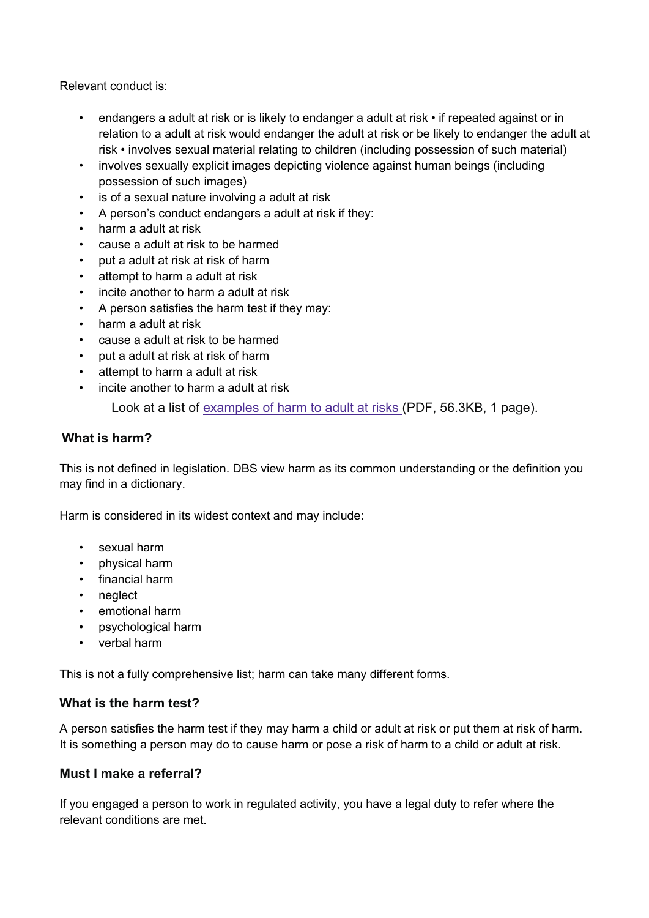Relevant conduct is:

- endangers a adult at risk or is likely to endanger a adult at risk • if repeated against or in relation to a adult at risk would endanger the adult at risk or be likely to endanger the adult at risk • involves sexual material relating to children (including possession of such material)
- involves sexually explicit images depicting violence against human beings (including possession of such images)
- is of a sexual nature involving a adult at risk
- A person's conduct endangers a adult at risk if they:
- harm a adult at risk
- cause a adult at risk to be harmed
- put a adult at risk at risk of harm
- attempt to harm a adult at risk
- incite another to harm a adult at risk
- A person satisfies the harm test if they may:
- harm a adult at risk
- cause a adult at risk to be harmed
- put a adult at risk at risk of harm
- attempt to harm a adult at risk
- incite another to harm a adult at risk

Look at a list of [examples of harm to adult at risks ](PDF, 56.3KB, 1 page).

### What is harm?

This is not defined in legislation. DBS view harm as its common understanding or the definition you may find in a dictionary.

Harm is considered in its widest context and may include:

- sexual harm
- physical harm
- financial harm
- neglect
- emotional harm
- psychological harm
- verbal harm

This is not a fully comprehensive list; harm can take many different forms.

### What is the harm test?

A person satisfies the harm test if they may harm a child or adult at risk or put them at risk of harm. It is something a person may do to cause harm or pose a risk of harm to a child or adult at risk.

### Must I make a referral?

If you engaged a person to work in regulated activity, you have a legal duty to refer where the relevant conditions are met.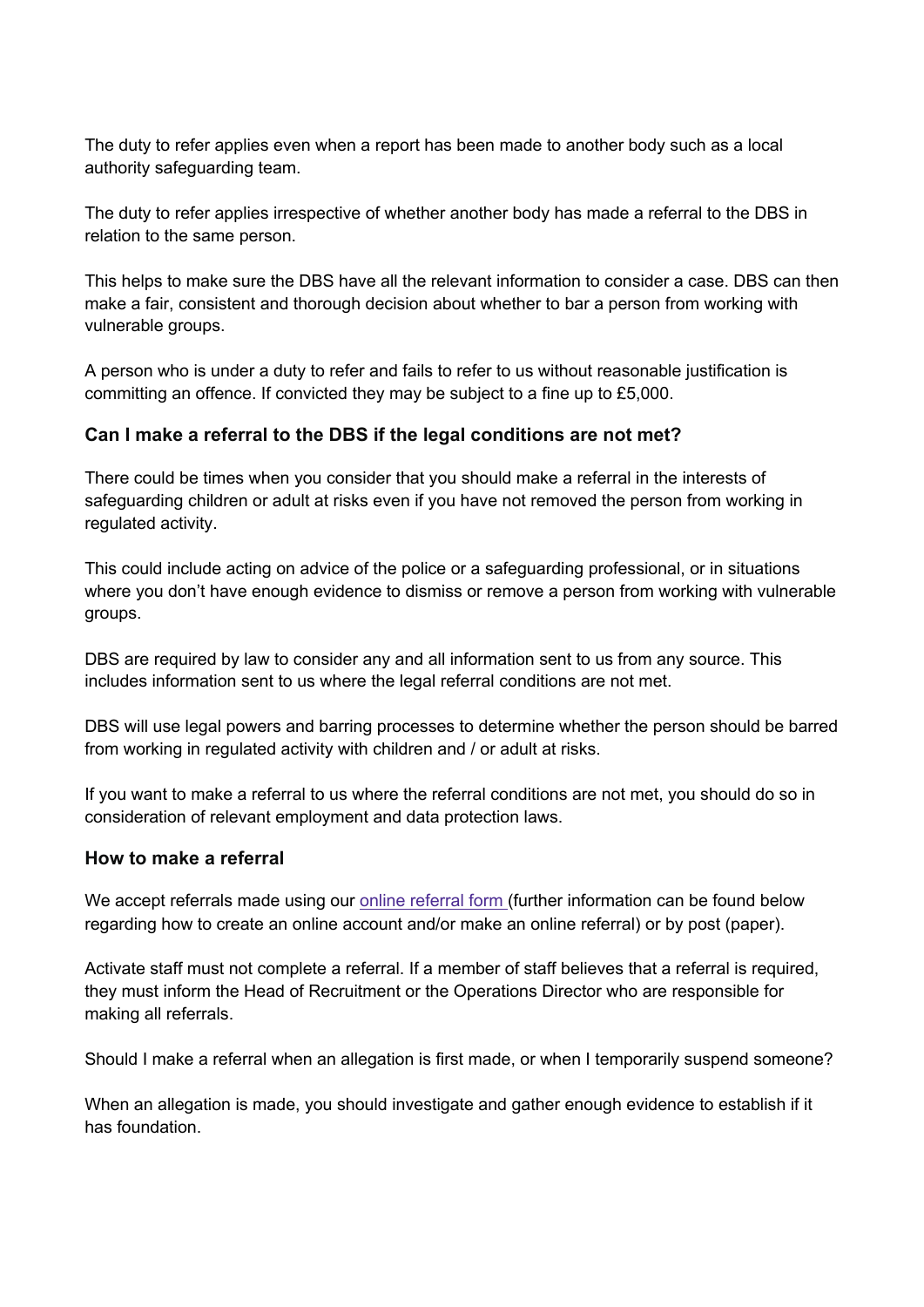The duty to refer applies even when a report has been made to another body such as a local authority safeguarding team.

The duty to refer applies irrespective of whether another body has made a referral to the DBS in relation to the same person.

This helps to make sure the DBS have all the relevant information to consider a case. DBS can then make a fair, consistent and thorough decision about whether to bar a person from working with vulnerable groups.

A person who is under a duty to refer and fails to refer to us without reasonable justification is committing an offence. If convicted they may be subject to a fine up to £5,000.

### Can I make a referral to the DBS if the legal conditions are not met?

There could be times when you consider that you should make a referral in the interests of safeguarding children or adult at risks even if you have not removed the person from working in regulated activity.

This could include acting on advice of the police or a safeguarding professional, or in situations where you don't have enough evidence to dismiss or remove a person from working with vulnerable groups.

DBS are required by law to consider any and all information sent to us from any source. This includes information sent to us where the legal referral conditions are not met.

DBS will use legal powers and barring processes to determine whether the person should be barred from working in regulated activity with children and / or adult at risks.

If you want to make a referral to us where the referral conditions are not met, you should do so in consideration of relevant employment and data protection laws.

### How to make a referral

We accept referrals made using our online referral form (further information can be found below regarding how to create an online account and/or make an online referral) or by post (paper).

Activate staff must not complete a referral. If a member of staff believes that a referral is required, they must inform the Head of Recruitment or the Operations Director who are responsible for making all referrals.

Should I make a referral when an allegation is first made, or when I temporarily suspend someone?

When an allegation is made, you should investigate and gather enough evidence to establish if it has foundation.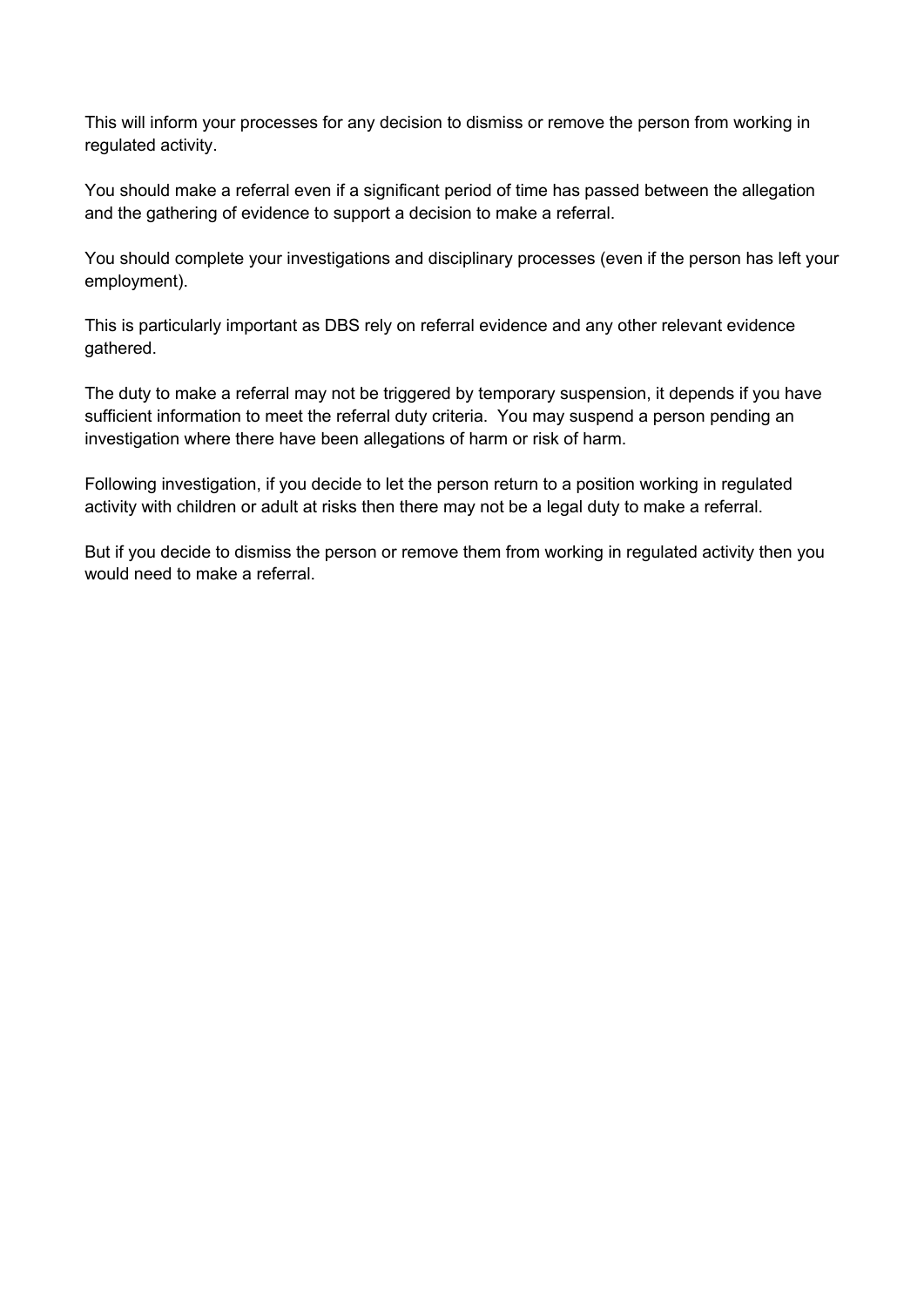This will inform your processes for any decision to dismiss or remove the person from working in regulated activity.

You should make a referral even if a significant period of time has passed between the allegation and the gathering of evidence to support a decision to make a referral.

You should complete your investigations and disciplinary processes (even if the person has left your employment).

This is particularly important as DBS rely on referral evidence and any other relevant evidence gathered.

The duty to make a referral may not be triggered by temporary suspension, it depends if you have sufficient information to meet the referral duty criteria.  You may suspend a person pending an investigation where there have been allegations of harm or risk of harm.

Following investigation, if you decide to let the person return to a position working in regulated activity with children or adult at risks then there may not be a legal duty to make a referral.

But if you decide to dismiss the person or remove them from working in regulated activity then you would need to make a referral.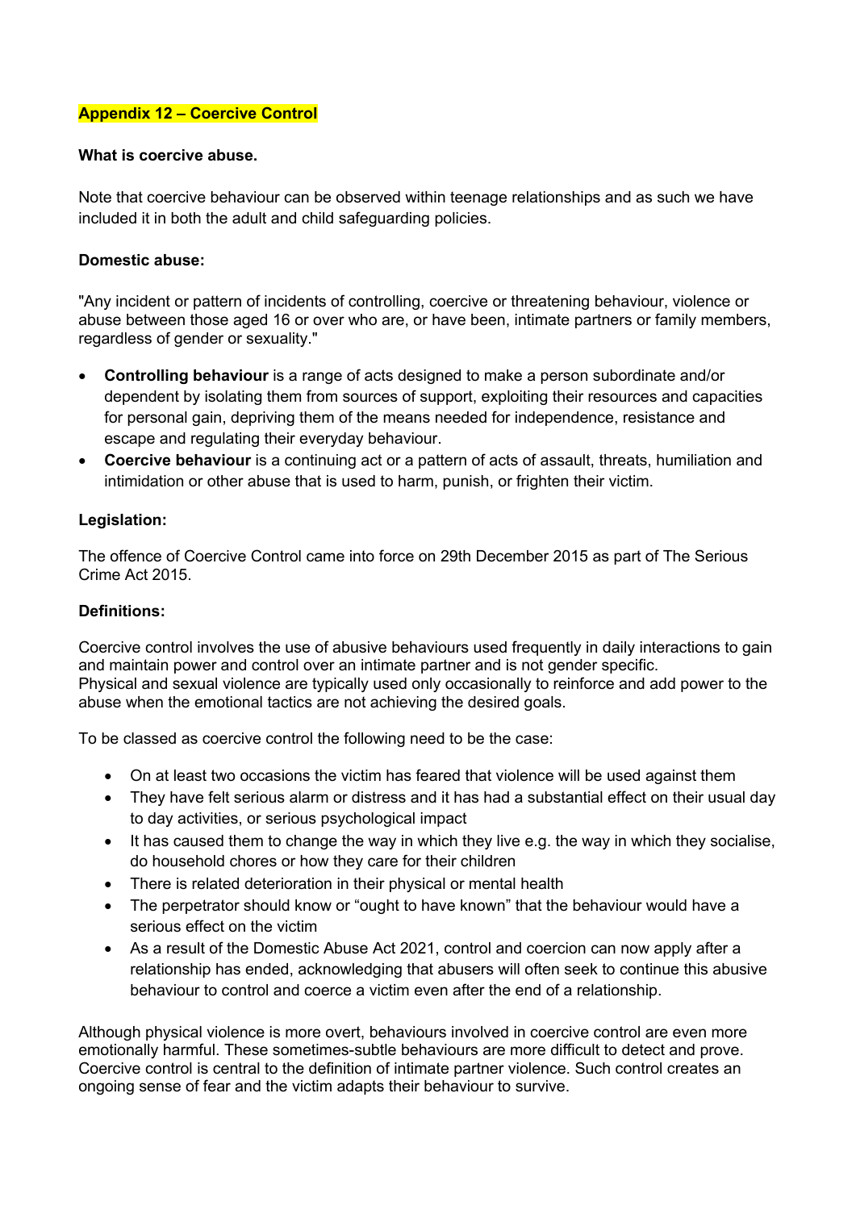## Appendix 12 – Coercive Control

**What is coercive abuse.**

Note that coercive behaviour can be observed within teenage relationships and as such we have included it in both the adult and child safeguarding policies.

**Domestic abuse:**

"Any incident or pattern of incidents of controlling, coercive or threatening behaviour, violence or abuse between those aged 16 or over who are, or have been, intimate partners or family members, regardless of gender or sexuality."

- **Controlling behaviour** is a range of acts designed to make a person subordinate and/or dependent by isolating them from sources of support, exploiting their resources and capacities for personal gain, depriving them of the means needed for independence, resistance and escape and regulating their everyday behaviour.
- **Coercive behaviour** is a continuing act or a pattern of acts of assault, threats, humiliation and intimidation or other abuse that is used to harm, punish, or frighten their victim.

**Legislation:**

The offence of Coercive Control came into force on 29th December 2015 as part of The Serious Crime Act 2015.

**Definitions:**

Coercive control involves the use of abusive behaviours used frequently in daily interactions to gain and maintain power and control over an intimate partner and is not gender specific.
Physical and sexual violence are typically used only occasionally to reinforce and add power to the abuse when the emotional tactics are not achieving the desired goals.

To be classed as coercive control the following need to be the case:

- On at least two occasions the victim has feared that violence will be used against them
- They have felt serious alarm or distress and it has had a substantial effect on their usual day to day activities, or serious psychological impact
- It has caused them to change the way in which they live e.g. the way in which they socialise, do household chores or how they care for their children
- There is related deterioration in their physical or mental health
- The perpetrator should know or "ought to have known" that the behaviour would have a serious effect on the victim
- As a result of the Domestic Abuse Act 2021, control and coercion can now apply after a relationship has ended, acknowledging that abusers will often seek to continue this abusive behaviour to control and coerce a victim even after the end of a relationship.

Although physical violence is more overt, behaviours involved in coercive control are even more emotionally harmful. These sometimes-subtle behaviours are more difficult to detect and prove. Coercive control is central to the definition of intimate partner violence. Such control creates an ongoing sense of fear and the victim adapts their behaviour to survive.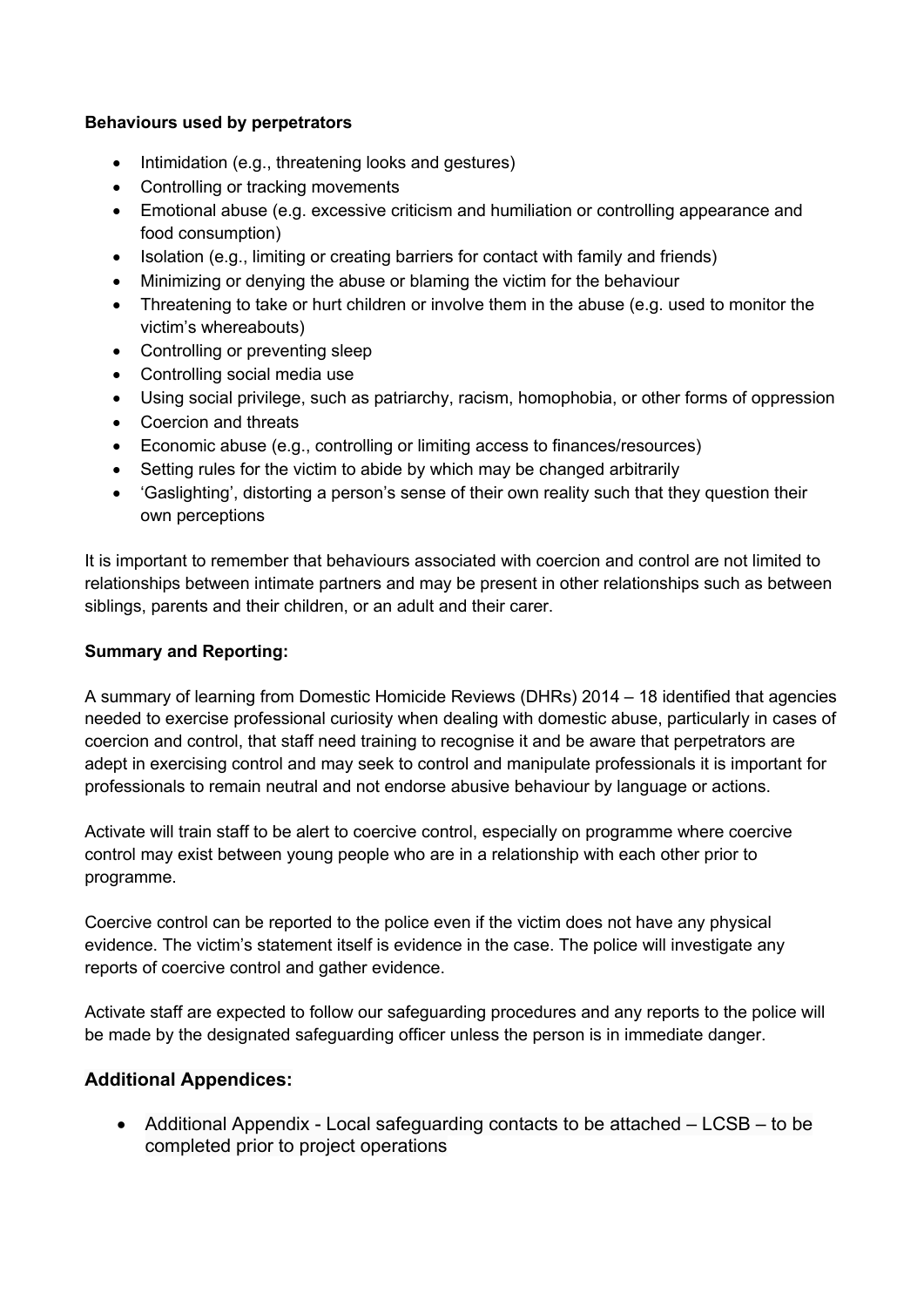**Behaviours used by perpetrators**

- Intimidation (e.g., threatening looks and gestures)
- Controlling or tracking movements
- Emotional abuse (e.g. excessive criticism and humiliation or controlling appearance and food consumption)
- Isolation (e.g., limiting or creating barriers for contact with family and friends)
- Minimizing or denying the abuse or blaming the victim for the behaviour
- Threatening to take or hurt children or involve them in the abuse (e.g. used to monitor the victim's whereabouts)
- Controlling or preventing sleep
- Controlling social media use
- Using social privilege, such as patriarchy, racism, homophobia, or other forms of oppression
- Coercion and threats
- Economic abuse (e.g., controlling or limiting access to finances/resources)
- Setting rules for the victim to abide by which may be changed arbitrarily
- 'Gaslighting', distorting a person's sense of their own reality such that they question their own perceptions

It is important to remember that behaviours associated with coercion and control are not limited to relationships between intimate partners and may be present in other relationships such as between siblings, parents and their children, or an adult and their carer.

**Summary and Reporting:**

A summary of learning from Domestic Homicide Reviews (DHRs) 2014 – 18 identified that agencies needed to exercise professional curiosity when dealing with domestic abuse, particularly in cases of coercion and control, that staff need training to recognise it and be aware that perpetrators are adept in exercising control and may seek to control and manipulate professionals it is important for professionals to remain neutral and not endorse abusive behaviour by language or actions.

Activate will train staff to be alert to coercive control, especially on programme where coercive control may exist between young people who are in a relationship with each other prior to programme.

Coercive control can be reported to the police even if the victim does not have any physical evidence. The victim's statement itself is evidence in the case. The police will investigate any reports of coercive control and gather evidence.

Activate staff are expected to follow our safeguarding procedures and any reports to the police will be made by the designated safeguarding officer unless the person is in immediate danger.

## Additional Appendices:

- Additional Appendix - Local safeguarding contacts to be attached – LCSB – to be completed prior to project operations